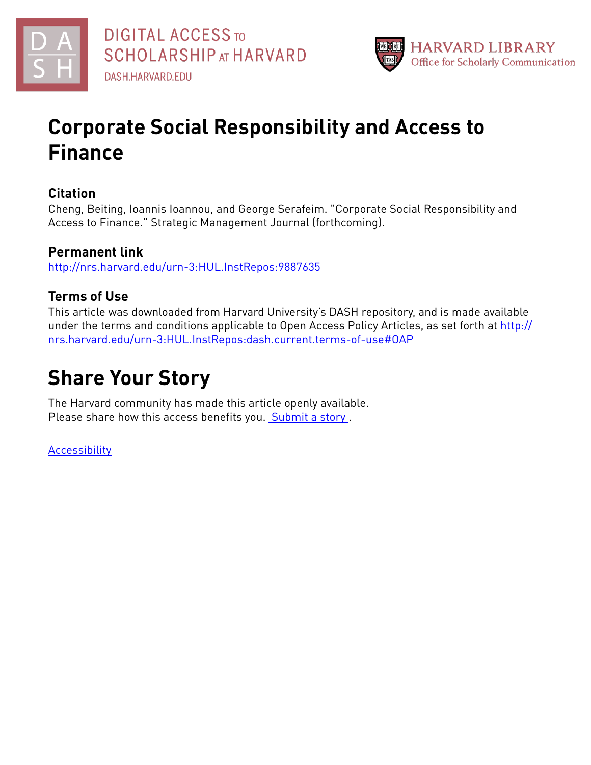DIGITAL ACCESS TO SCHOLARSHIP AT HARVARD
DASH.HARVARD.EDU

HARVARD LIBRARY
Office for Scholarly Communication

# Corporate Social Responsibility and Access to Finance

## Citation

Cheng, Beiting, Ioannis Ioannou, and George Serafeim. "Corporate Social Responsibility and Access to Finance." Strategic Management Journal (forthcoming).

## Permanent link

http://nrs.harvard.edu/urn-3:HUL.InstRepos:9887635

## Terms of Use

This article was downloaded from Harvard University's DASH repository, and is made available under the terms and conditions applicable to Open Access Policy Articles, as set forth at http://nrs.harvard.edu/urn-3:HUL.InstRepos:dash.current.terms-of-use#OAP

# Share Your Story

The Harvard community has made this article openly available.
Please share how this access benefits you. Submit a story .

Accessibility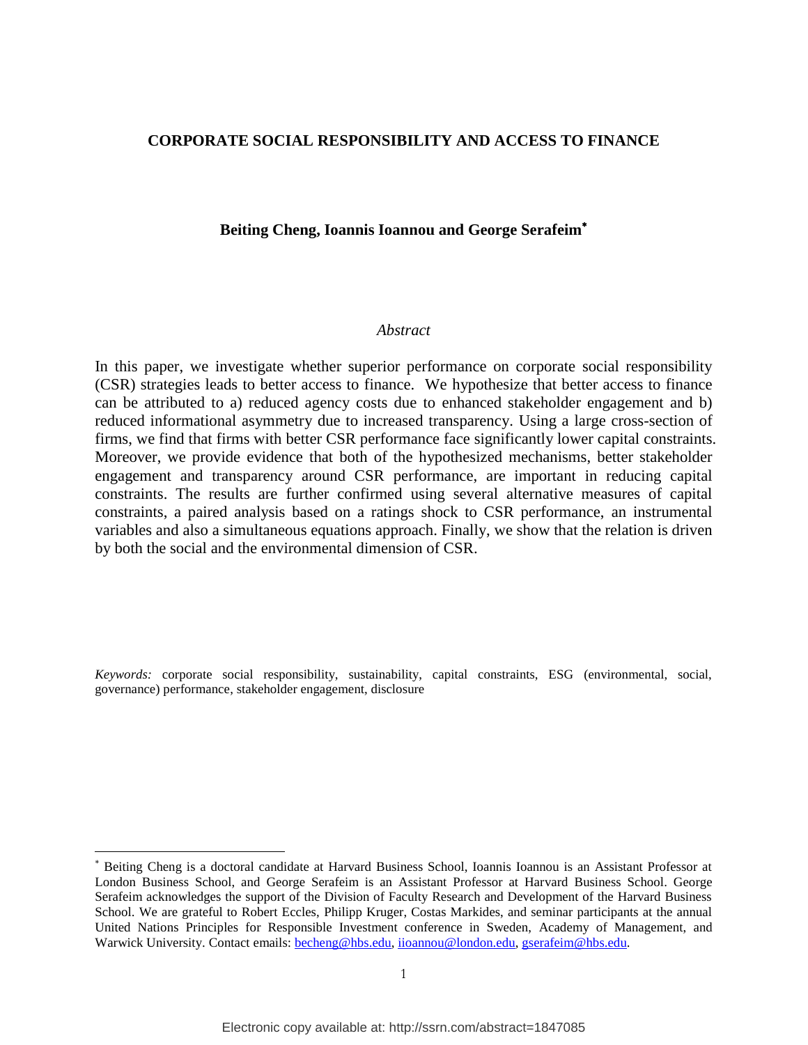# CORPORATE SOCIAL RESPONSIBILITY AND ACCESS TO FINANCE

**Beiting Cheng, Ioannis Ioannou and George Serafeim***

*Abstract*

In this paper, we investigate whether superior performance on corporate social responsibility (CSR) strategies leads to better access to finance. We hypothesize that better access to finance can be attributed to a) reduced agency costs due to enhanced stakeholder engagement and b) reduced informational asymmetry due to increased transparency. Using a large cross-section of firms, we find that firms with better CSR performance face significantly lower capital constraints. Moreover, we provide evidence that both of the hypothesized mechanisms, better stakeholder engagement and transparency around CSR performance, are important in reducing capital constraints. The results are further confirmed using several alternative measures of capital constraints, a paired analysis based on a ratings shock to CSR performance, an instrumental variables and also a simultaneous equations approach. Finally, we show that the relation is driven by both the social and the environmental dimension of CSR.

*Keywords:* corporate social responsibility, sustainability, capital constraints, ESG (environmental, social, governance) performance, stakeholder engagement, disclosure

---

* Beiting Cheng is a doctoral candidate at Harvard Business School, Ioannis Ioannou is an Assistant Professor at London Business School, and George Serafeim is an Assistant Professor at Harvard Business School. George Serafeim acknowledges the support of the Division of Faculty Research and Development of the Harvard Business School. We are grateful to Robert Eccles, Philipp Kruger, Costas Markides, and seminar participants at the annual United Nations Principles for Responsible Investment conference in Sweden, Academy of Management, and Warwick University. Contact emails: becheng@hbs.edu, iioannou@london.edu, gserafeim@hbs.edu.

Electronic copy available at: http://ssrn.com/abstract=1847085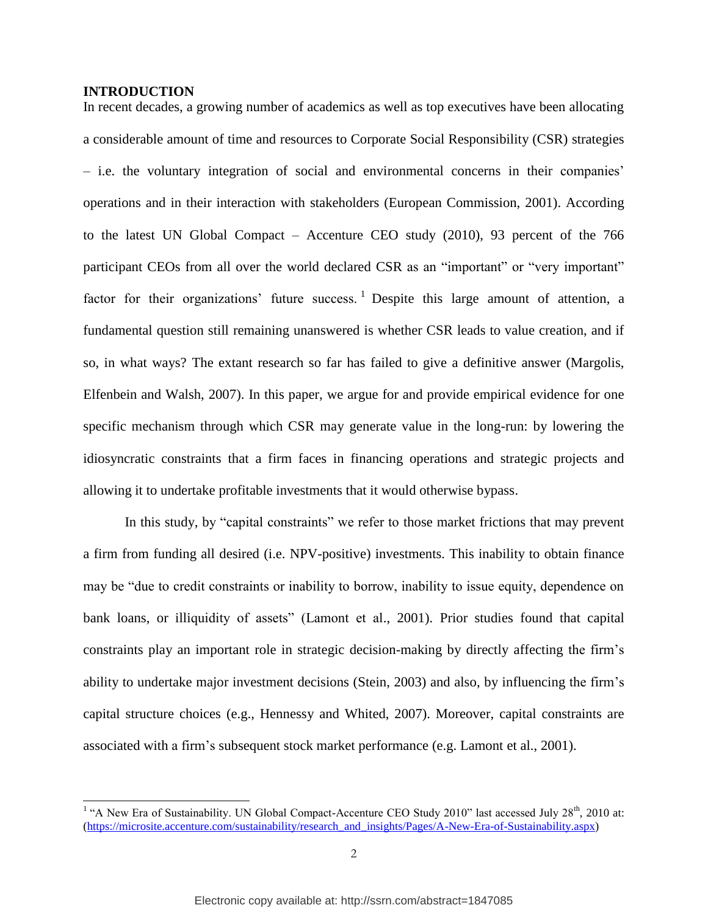## INTRODUCTION

In recent decades, a growing number of academics as well as top executives have been allocating a considerable amount of time and resources to Corporate Social Responsibility (CSR) strategies – i.e. the voluntary integration of social and environmental concerns in their companies' operations and in their interaction with stakeholders (European Commission, 2001). According to the latest UN Global Compact – Accenture CEO study (2010), 93 percent of the 766 participant CEOs from all over the world declared CSR as an "important" or "very important" factor for their organizations' future success.[1] Despite this large amount of attention, a fundamental question still remaining unanswered is whether CSR leads to value creation, and if so, in what ways? The extant research so far has failed to give a definitive answer (Margolis, Elfenbein and Walsh, 2007). In this paper, we argue for and provide empirical evidence for one specific mechanism through which CSR may generate value in the long-run: by lowering the idiosyncratic constraints that a firm faces in financing operations and strategic projects and allowing it to undertake profitable investments that it would otherwise bypass.

In this study, by "capital constraints" we refer to those market frictions that may prevent a firm from funding all desired (i.e. NPV-positive) investments. This inability to obtain finance may be "due to credit constraints or inability to borrow, inability to issue equity, dependence on bank loans, or illiquidity of assets" (Lamont et al., 2001). Prior studies found that capital constraints play an important role in strategic decision-making by directly affecting the firm's ability to undertake major investment decisions (Stein, 2003) and also, by influencing the firm's capital structure choices (e.g., Hennessy and Whited, 2007). Moreover, capital constraints are associated with a firm's subsequent stock market performance (e.g. Lamont et al., 2001).

---

[1] "A New Era of Sustainability. UN Global Compact-Accenture CEO Study 2010" last accessed July 28th, 2010 at: (https://microsite.accenture.com/sustainability/research_and_insights/Pages/A-New-Era-of-Sustainability.aspx)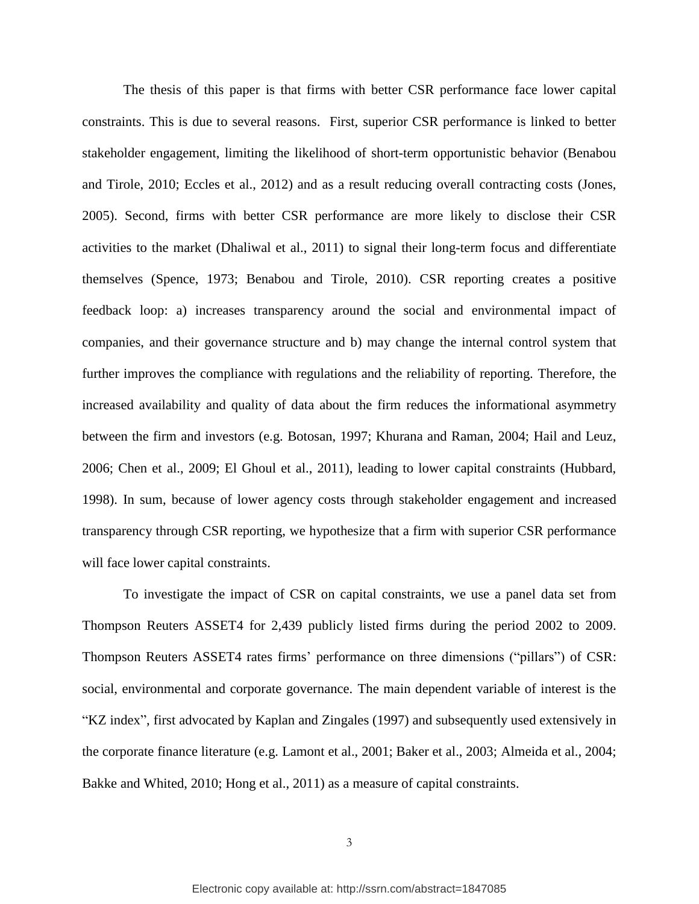The thesis of this paper is that firms with better CSR performance face lower capital constraints. This is due to several reasons. First, superior CSR performance is linked to better stakeholder engagement, limiting the likelihood of short-term opportunistic behavior (Benabou and Tirole, 2010; Eccles et al., 2012) and as a result reducing overall contracting costs (Jones, 2005). Second, firms with better CSR performance are more likely to disclose their CSR activities to the market (Dhaliwal et al., 2011) to signal their long-term focus and differentiate themselves (Spence, 1973; Benabou and Tirole, 2010). CSR reporting creates a positive feedback loop: a) increases transparency around the social and environmental impact of companies, and their governance structure and b) may change the internal control system that further improves the compliance with regulations and the reliability of reporting. Therefore, the increased availability and quality of data about the firm reduces the informational asymmetry between the firm and investors (e.g. Botosan, 1997; Khurana and Raman, 2004; Hail and Leuz, 2006; Chen et al., 2009; El Ghoul et al., 2011), leading to lower capital constraints (Hubbard, 1998). In sum, because of lower agency costs through stakeholder engagement and increased transparency through CSR reporting, we hypothesize that a firm with superior CSR performance will face lower capital constraints.

To investigate the impact of CSR on capital constraints, we use a panel data set from Thompson Reuters ASSET4 for 2,439 publicly listed firms during the period 2002 to 2009. Thompson Reuters ASSET4 rates firms' performance on three dimensions ("pillars") of CSR: social, environmental and corporate governance. The main dependent variable of interest is the "KZ index", first advocated by Kaplan and Zingales (1997) and subsequently used extensively in the corporate finance literature (e.g. Lamont et al., 2001; Baker et al., 2003; Almeida et al., 2004; Bakke and Whited, 2010; Hong et al., 2011) as a measure of capital constraints.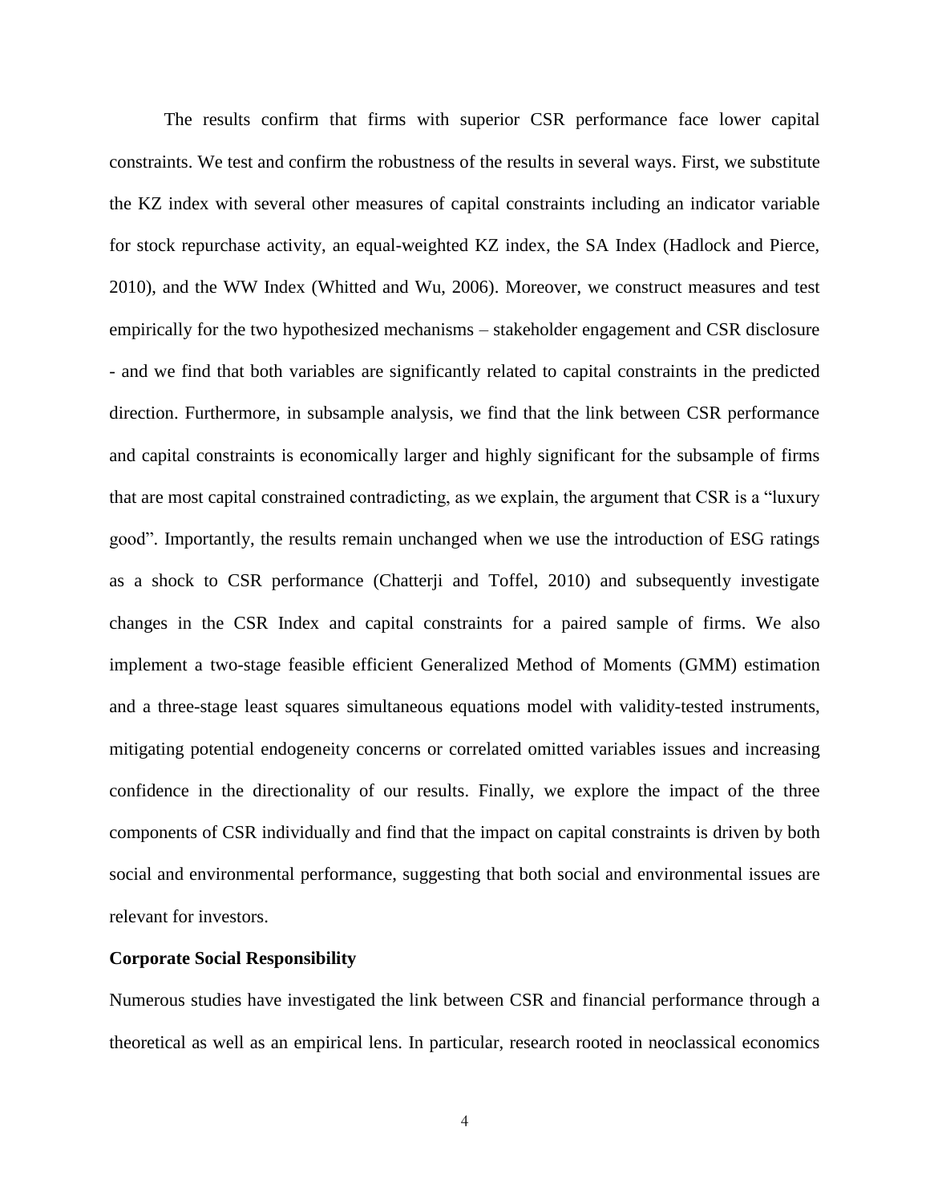The results confirm that firms with superior CSR performance face lower capital constraints. We test and confirm the robustness of the results in several ways. First, we substitute the KZ index with several other measures of capital constraints including an indicator variable for stock repurchase activity, an equal-weighted KZ index, the SA Index (Hadlock and Pierce, 2010), and the WW Index (Whitted and Wu, 2006). Moreover, we construct measures and test empirically for the two hypothesized mechanisms – stakeholder engagement and CSR disclosure - and we find that both variables are significantly related to capital constraints in the predicted direction. Furthermore, in subsample analysis, we find that the link between CSR performance and capital constraints is economically larger and highly significant for the subsample of firms that are most capital constrained contradicting, as we explain, the argument that CSR is a "luxury good". Importantly, the results remain unchanged when we use the introduction of ESG ratings as a shock to CSR performance (Chatterji and Toffel, 2010) and subsequently investigate changes in the CSR Index and capital constraints for a paired sample of firms. We also implement a two-stage feasible efficient Generalized Method of Moments (GMM) estimation and a three-stage least squares simultaneous equations model with validity-tested instruments, mitigating potential endogeneity concerns or correlated omitted variables issues and increasing confidence in the directionality of our results. Finally, we explore the impact of the three components of CSR individually and find that the impact on capital constraints is driven by both social and environmental performance, suggesting that both social and environmental issues are relevant for investors.

**Corporate Social Responsibility**

Numerous studies have investigated the link between CSR and financial performance through a theoretical as well as an empirical lens. In particular, research rooted in neoclassical economics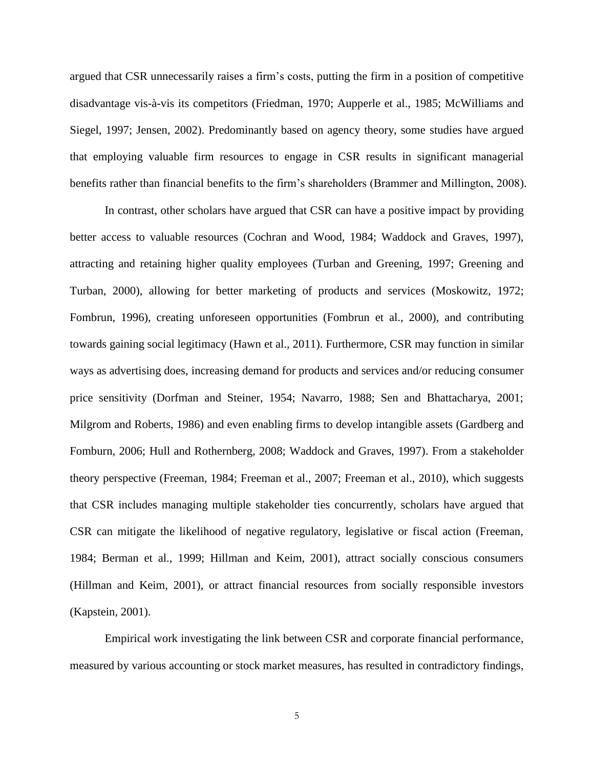argued that CSR unnecessarily raises a firm's costs, putting the firm in a position of competitive disadvantage vis-à-vis its competitors (Friedman, 1970; Aupperle et al., 1985; McWilliams and Siegel, 1997; Jensen, 2002). Predominantly based on agency theory, some studies have argued that employing valuable firm resources to engage in CSR results in significant managerial benefits rather than financial benefits to the firm's shareholders (Brammer and Millington, 2008).

In contrast, other scholars have argued that CSR can have a positive impact by providing better access to valuable resources (Cochran and Wood, 1984; Waddock and Graves, 1997), attracting and retaining higher quality employees (Turban and Greening, 1997; Greening and Turban, 2000), allowing for better marketing of products and services (Moskowitz, 1972; Fombrun, 1996), creating unforeseen opportunities (Fombrun et al., 2000), and contributing towards gaining social legitimacy (Hawn et al., 2011). Furthermore, CSR may function in similar ways as advertising does, increasing demand for products and services and/or reducing consumer price sensitivity (Dorfman and Steiner, 1954; Navarro, 1988; Sen and Bhattacharya, 2001; Milgrom and Roberts, 1986) and even enabling firms to develop intangible assets (Gardberg and Fomburn, 2006; Hull and Rothernberg, 2008; Waddock and Graves, 1997). From a stakeholder theory perspective (Freeman, 1984; Freeman et al., 2007; Freeman et al., 2010), which suggests that CSR includes managing multiple stakeholder ties concurrently, scholars have argued that CSR can mitigate the likelihood of negative regulatory, legislative or fiscal action (Freeman, 1984; Berman et al., 1999; Hillman and Keim, 2001), attract socially conscious consumers (Hillman and Keim, 2001), or attract financial resources from socially responsible investors (Kapstein, 2001).

Empirical work investigating the link between CSR and corporate financial performance, measured by various accounting or stock market measures, has resulted in contradictory findings,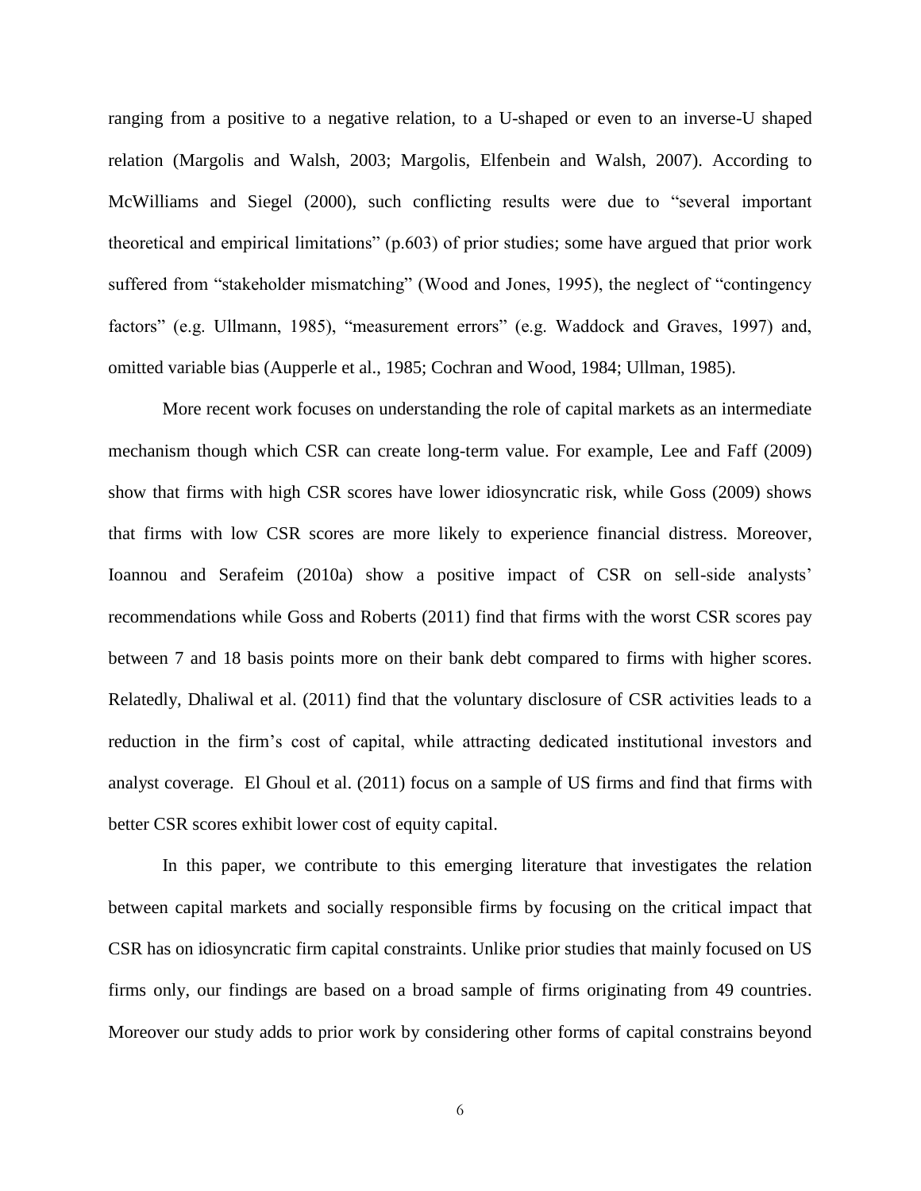ranging from a positive to a negative relation, to a U-shaped or even to an inverse-U shaped relation (Margolis and Walsh, 2003; Margolis, Elfenbein and Walsh, 2007). According to McWilliams and Siegel (2000), such conflicting results were due to "several important theoretical and empirical limitations" (p.603) of prior studies; some have argued that prior work suffered from "stakeholder mismatching" (Wood and Jones, 1995), the neglect of "contingency factors" (e.g. Ullmann, 1985), "measurement errors" (e.g. Waddock and Graves, 1997) and, omitted variable bias (Aupperle et al., 1985; Cochran and Wood, 1984; Ullman, 1985).

More recent work focuses on understanding the role of capital markets as an intermediate mechanism though which CSR can create long-term value. For example, Lee and Faff (2009) show that firms with high CSR scores have lower idiosyncratic risk, while Goss (2009) shows that firms with low CSR scores are more likely to experience financial distress. Moreover, Ioannou and Serafeim (2010a) show a positive impact of CSR on sell-side analysts' recommendations while Goss and Roberts (2011) find that firms with the worst CSR scores pay between 7 and 18 basis points more on their bank debt compared to firms with higher scores. Relatedly, Dhaliwal et al. (2011) find that the voluntary disclosure of CSR activities leads to a reduction in the firm's cost of capital, while attracting dedicated institutional investors and analyst coverage. El Ghoul et al. (2011) focus on a sample of US firms and find that firms with better CSR scores exhibit lower cost of equity capital.

In this paper, we contribute to this emerging literature that investigates the relation between capital markets and socially responsible firms by focusing on the critical impact that CSR has on idiosyncratic firm capital constraints. Unlike prior studies that mainly focused on US firms only, our findings are based on a broad sample of firms originating from 49 countries. Moreover our study adds to prior work by considering other forms of capital constrains beyond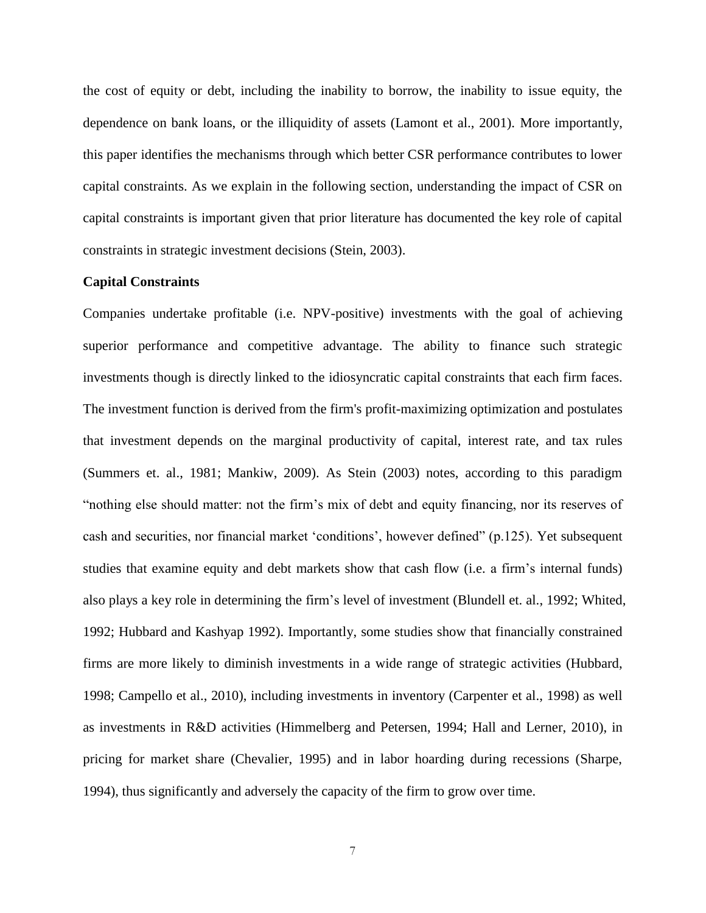the cost of equity or debt, including the inability to borrow, the inability to issue equity, the dependence on bank loans, or the illiquidity of assets (Lamont et al., 2001). More importantly, this paper identifies the mechanisms through which better CSR performance contributes to lower capital constraints. As we explain in the following section, understanding the impact of CSR on capital constraints is important given that prior literature has documented the key role of capital constraints in strategic investment decisions (Stein, 2003).

**Capital Constraints**

Companies undertake profitable (i.e. NPV-positive) investments with the goal of achieving superior performance and competitive advantage. The ability to finance such strategic investments though is directly linked to the idiosyncratic capital constraints that each firm faces. The investment function is derived from the firm's profit-maximizing optimization and postulates that investment depends on the marginal productivity of capital, interest rate, and tax rules (Summers et. al., 1981; Mankiw, 2009). As Stein (2003) notes, according to this paradigm "nothing else should matter: not the firm's mix of debt and equity financing, nor its reserves of cash and securities, nor financial market 'conditions', however defined" (p.125). Yet subsequent studies that examine equity and debt markets show that cash flow (i.e. a firm's internal funds) also plays a key role in determining the firm's level of investment (Blundell et. al., 1992; Whited, 1992; Hubbard and Kashyap 1992). Importantly, some studies show that financially constrained firms are more likely to diminish investments in a wide range of strategic activities (Hubbard, 1998; Campello et al., 2010), including investments in inventory (Carpenter et al., 1998) as well as investments in R&D activities (Himmelberg and Petersen, 1994; Hall and Lerner, 2010), in pricing for market share (Chevalier, 1995) and in labor hoarding during recessions (Sharpe, 1994), thus significantly and adversely the capacity of the firm to grow over time.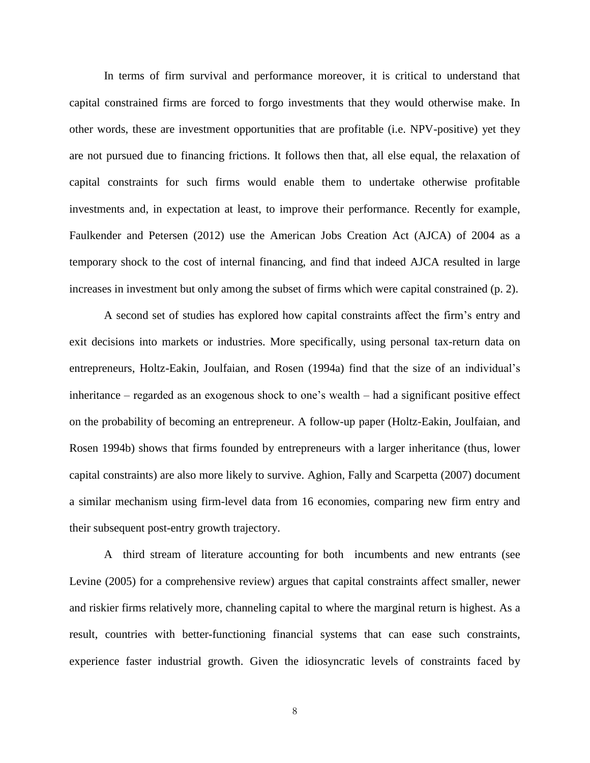In terms of firm survival and performance moreover, it is critical to understand that capital constrained firms are forced to forgo investments that they would otherwise make. In other words, these are investment opportunities that are profitable (i.e. NPV-positive) yet they are not pursued due to financing frictions. It follows then that, all else equal, the relaxation of capital constraints for such firms would enable them to undertake otherwise profitable investments and, in expectation at least, to improve their performance. Recently for example, Faulkender and Petersen (2012) use the American Jobs Creation Act (AJCA) of 2004 as a temporary shock to the cost of internal financing, and find that indeed AJCA resulted in large increases in investment but only among the subset of firms which were capital constrained (p. 2).

A second set of studies has explored how capital constraints affect the firm's entry and exit decisions into markets or industries. More specifically, using personal tax-return data on entrepreneurs, Holtz-Eakin, Joulfaian, and Rosen (1994a) find that the size of an individual's inheritance – regarded as an exogenous shock to one's wealth – had a significant positive effect on the probability of becoming an entrepreneur. A follow-up paper (Holtz-Eakin, Joulfaian, and Rosen 1994b) shows that firms founded by entrepreneurs with a larger inheritance (thus, lower capital constraints) are also more likely to survive. Aghion, Fally and Scarpetta (2007) document a similar mechanism using firm-level data from 16 economies, comparing new firm entry and their subsequent post-entry growth trajectory.

A third stream of literature accounting for both incumbents and new entrants (see Levine (2005) for a comprehensive review) argues that capital constraints affect smaller, newer and riskier firms relatively more, channeling capital to where the marginal return is highest. As a result, countries with better-functioning financial systems that can ease such constraints, experience faster industrial growth. Given the idiosyncratic levels of constraints faced by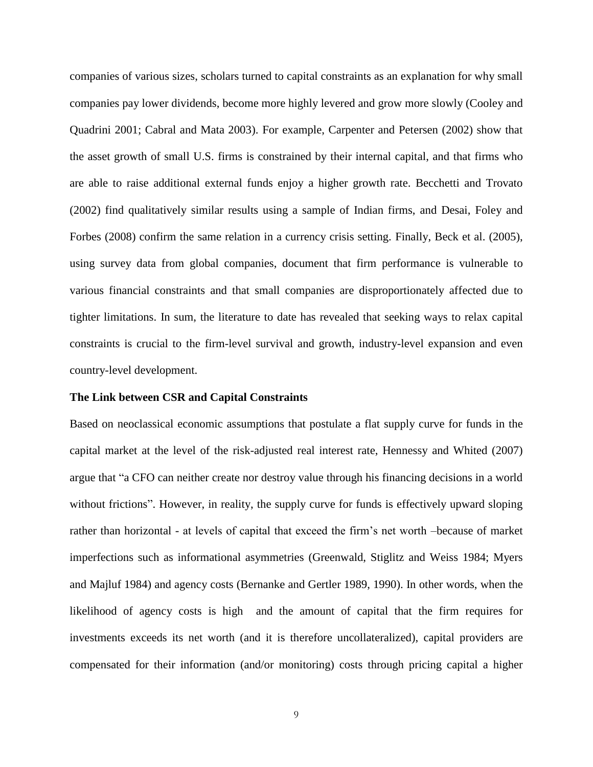companies of various sizes, scholars turned to capital constraints as an explanation for why small companies pay lower dividends, become more highly levered and grow more slowly (Cooley and Quadrini 2001; Cabral and Mata 2003). For example, Carpenter and Petersen (2002) show that the asset growth of small U.S. firms is constrained by their internal capital, and that firms who are able to raise additional external funds enjoy a higher growth rate. Becchetti and Trovato (2002) find qualitatively similar results using a sample of Indian firms, and Desai, Foley and Forbes (2008) confirm the same relation in a currency crisis setting. Finally, Beck et al. (2005), using survey data from global companies, document that firm performance is vulnerable to various financial constraints and that small companies are disproportionately affected due to tighter limitations. In sum, the literature to date has revealed that seeking ways to relax capital constraints is crucial to the firm-level survival and growth, industry-level expansion and even country-level development.

**The Link between CSR and Capital Constraints**

Based on neoclassical economic assumptions that postulate a flat supply curve for funds in the capital market at the level of the risk-adjusted real interest rate, Hennessy and Whited (2007) argue that "a CFO can neither create nor destroy value through his financing decisions in a world without frictions". However, in reality, the supply curve for funds is effectively upward sloping rather than horizontal - at levels of capital that exceed the firm's net worth –because of market imperfections such as informational asymmetries (Greenwald, Stiglitz and Weiss 1984; Myers and Majluf 1984) and agency costs (Bernanke and Gertler 1989, 1990). In other words, when the likelihood of agency costs is high and the amount of capital that the firm requires for investments exceeds its net worth (and it is therefore uncollateralized), capital providers are compensated for their information (and/or monitoring) costs through pricing capital a higher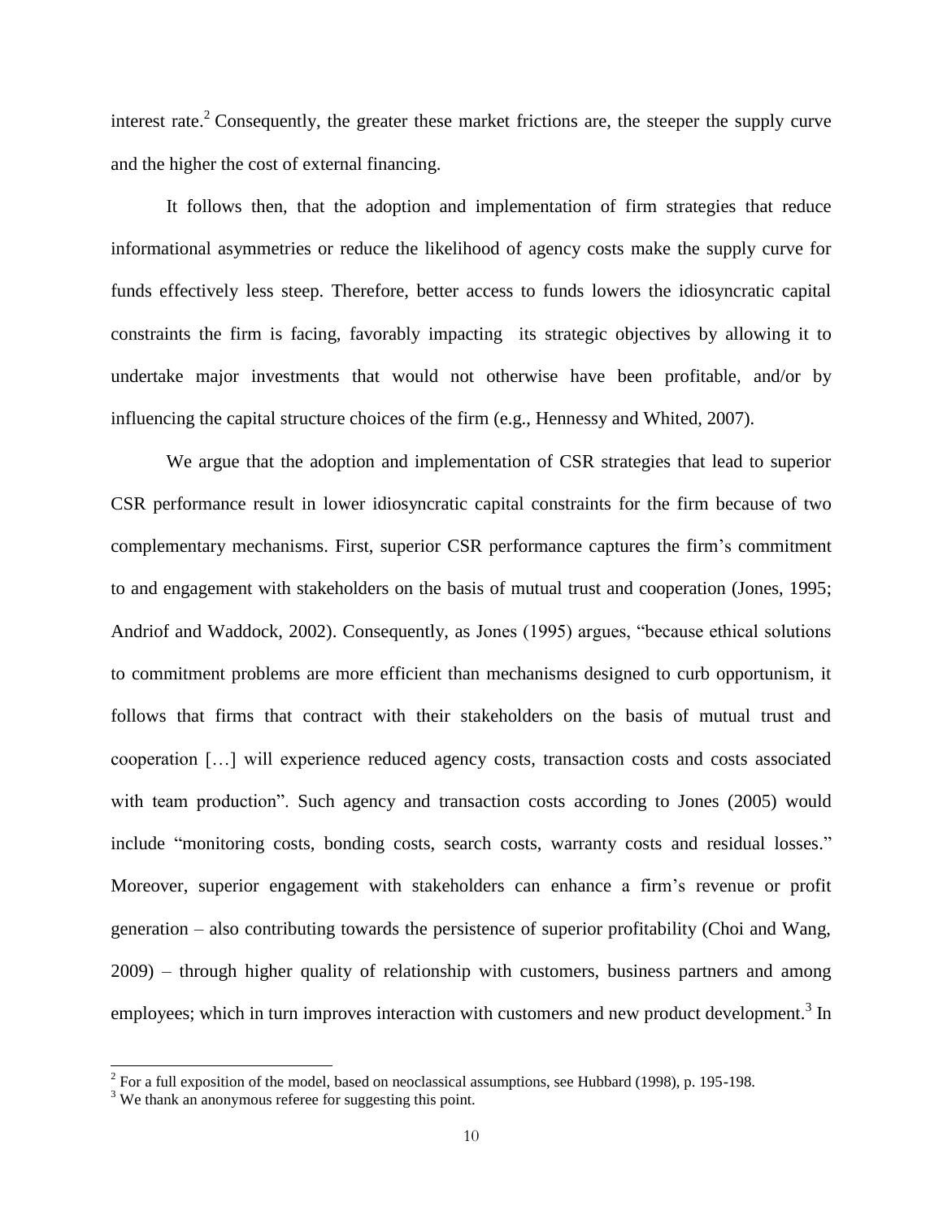interest rate.[2] Consequently, the greater these market frictions are, the steeper the supply curve and the higher the cost of external financing.

It follows then, that the adoption and implementation of firm strategies that reduce informational asymmetries or reduce the likelihood of agency costs make the supply curve for funds effectively less steep. Therefore, better access to funds lowers the idiosyncratic capital constraints the firm is facing, favorably impacting its strategic objectives by allowing it to undertake major investments that would not otherwise have been profitable, and/or by influencing the capital structure choices of the firm (e.g., Hennessy and Whited, 2007).

We argue that the adoption and implementation of CSR strategies that lead to superior CSR performance result in lower idiosyncratic capital constraints for the firm because of two complementary mechanisms. First, superior CSR performance captures the firm's commitment to and engagement with stakeholders on the basis of mutual trust and cooperation (Jones, 1995; Andriof and Waddock, 2002). Consequently, as Jones (1995) argues, "because ethical solutions to commitment problems are more efficient than mechanisms designed to curb opportunism, it follows that firms that contract with their stakeholders on the basis of mutual trust and cooperation […] will experience reduced agency costs, transaction costs and costs associated with team production". Such agency and transaction costs according to Jones (2005) would include "monitoring costs, bonding costs, search costs, warranty costs and residual losses." Moreover, superior engagement with stakeholders can enhance a firm's revenue or profit generation – also contributing towards the persistence of superior profitability (Choi and Wang, 2009) – through higher quality of relationship with customers, business partners and among employees; which in turn improves interaction with customers and new product development.[3] In

[2] For a full exposition of the model, based on neoclassical assumptions, see Hubbard (1998), p. 195-198.

[3] We thank an anonymous referee for suggesting this point.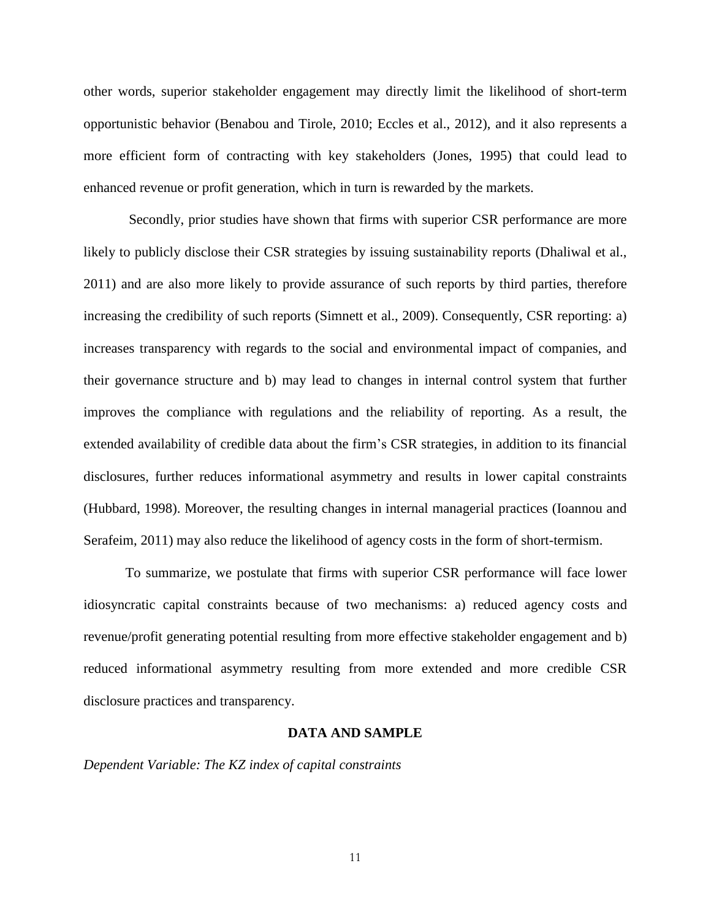other words, superior stakeholder engagement may directly limit the likelihood of short-term opportunistic behavior (Benabou and Tirole, 2010; Eccles et al., 2012), and it also represents a more efficient form of contracting with key stakeholders (Jones, 1995) that could lead to enhanced revenue or profit generation, which in turn is rewarded by the markets.

Secondly, prior studies have shown that firms with superior CSR performance are more likely to publicly disclose their CSR strategies by issuing sustainability reports (Dhaliwal et al., 2011) and are also more likely to provide assurance of such reports by third parties, therefore increasing the credibility of such reports (Simnett et al., 2009). Consequently, CSR reporting: a) increases transparency with regards to the social and environmental impact of companies, and their governance structure and b) may lead to changes in internal control system that further improves the compliance with regulations and the reliability of reporting. As a result, the extended availability of credible data about the firm's CSR strategies, in addition to its financial disclosures, further reduces informational asymmetry and results in lower capital constraints (Hubbard, 1998). Moreover, the resulting changes in internal managerial practices (Ioannou and Serafeim, 2011) may also reduce the likelihood of agency costs in the form of short-termism.

To summarize, we postulate that firms with superior CSR performance will face lower idiosyncratic capital constraints because of two mechanisms: a) reduced agency costs and revenue/profit generating potential resulting from more effective stakeholder engagement and b) reduced informational asymmetry resulting from more extended and more credible CSR disclosure practices and transparency.

## DATA AND SAMPLE

*Dependent Variable: The KZ index of capital constraints*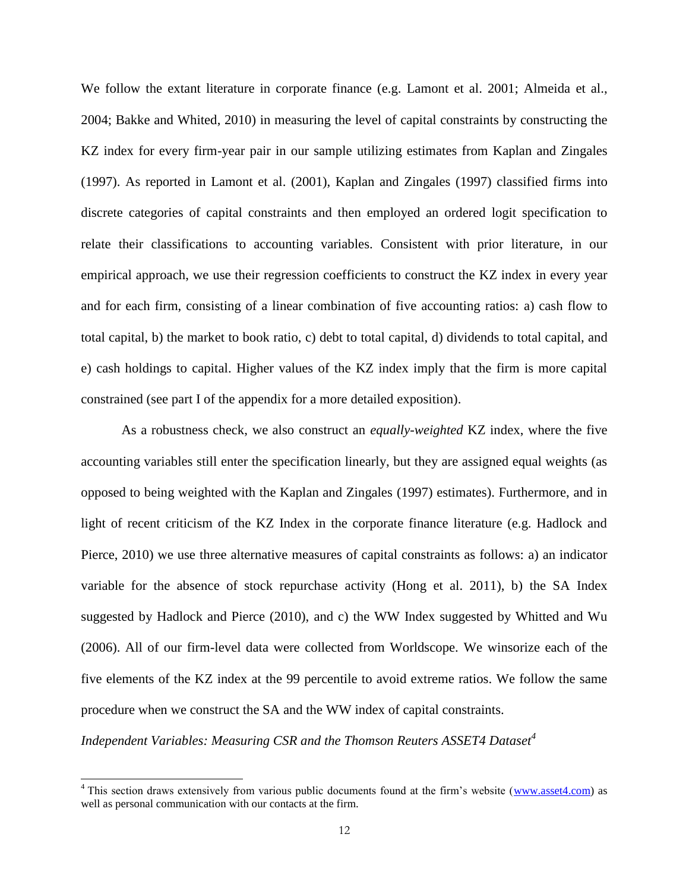We follow the extant literature in corporate finance (e.g. Lamont et al. 2001; Almeida et al., 2004; Bakke and Whited, 2010) in measuring the level of capital constraints by constructing the KZ index for every firm-year pair in our sample utilizing estimates from Kaplan and Zingales (1997). As reported in Lamont et al. (2001), Kaplan and Zingales (1997) classified firms into discrete categories of capital constraints and then employed an ordered logit specification to relate their classifications to accounting variables. Consistent with prior literature, in our empirical approach, we use their regression coefficients to construct the KZ index in every year and for each firm, consisting of a linear combination of five accounting ratios: a) cash flow to total capital, b) the market to book ratio, c) debt to total capital, d) dividends to total capital, and e) cash holdings to capital. Higher values of the KZ index imply that the firm is more capital constrained (see part I of the appendix for a more detailed exposition).

As a robustness check, we also construct an *equally-weighted* KZ index, where the five accounting variables still enter the specification linearly, but they are assigned equal weights (as opposed to being weighted with the Kaplan and Zingales (1997) estimates). Furthermore, and in light of recent criticism of the KZ Index in the corporate finance literature (e.g. Hadlock and Pierce, 2010) we use three alternative measures of capital constraints as follows: a) an indicator variable for the absence of stock repurchase activity (Hong et al. 2011), b) the SA Index suggested by Hadlock and Pierce (2010), and c) the WW Index suggested by Whitted and Wu (2006). All of our firm-level data were collected from Worldscope. We winsorize each of the five elements of the KZ index at the 99 percentile to avoid extreme ratios. We follow the same procedure when we construct the SA and the WW index of capital constraints.

*Independent Variables: Measuring CSR and the Thomson Reuters ASSET4 Dataset*[4]

[4] This section draws extensively from various public documents found at the firm's website (www.asset4.com) as well as personal communication with our contacts at the firm.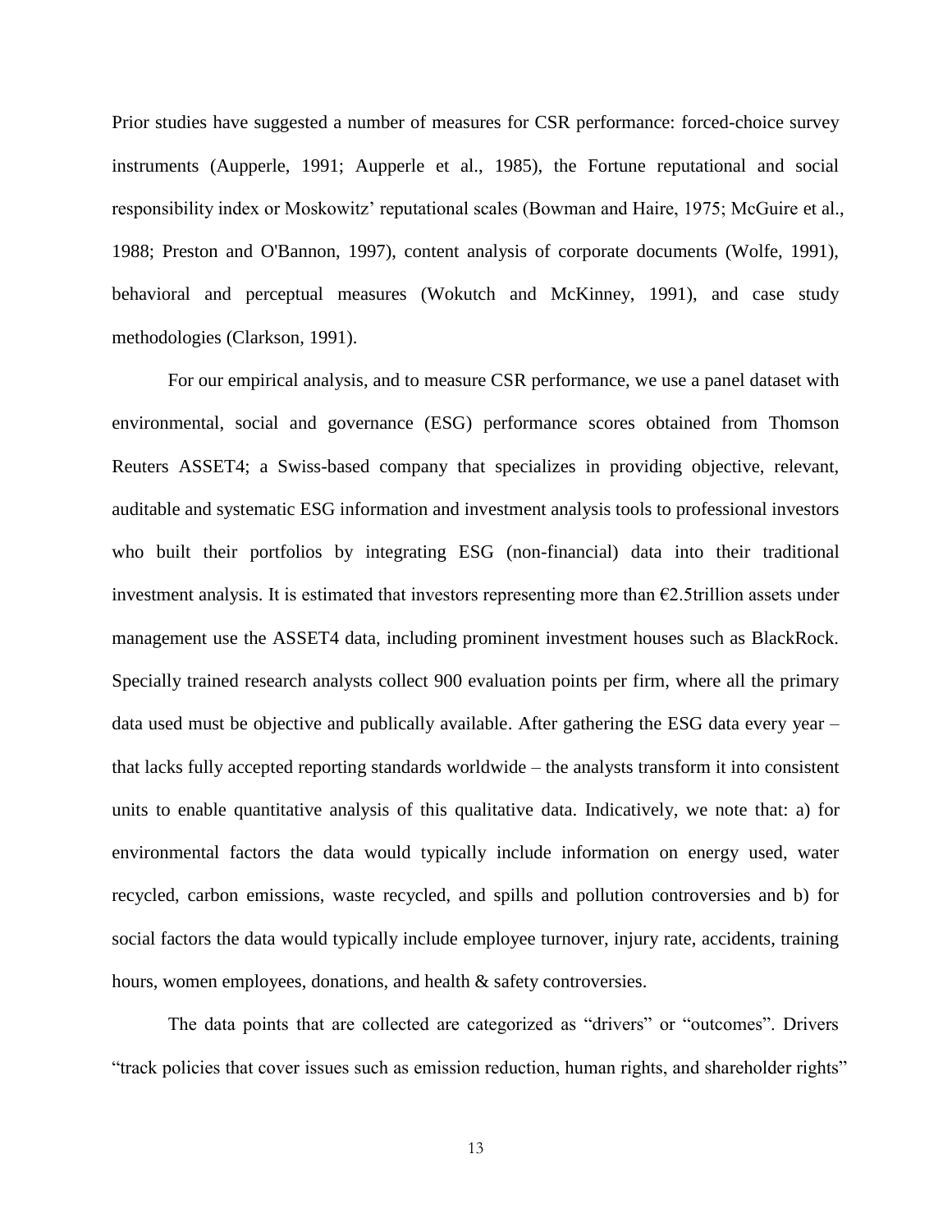Prior studies have suggested a number of measures for CSR performance: forced-choice survey instruments (Aupperle, 1991; Aupperle et al., 1985), the Fortune reputational and social responsibility index or Moskowitz' reputational scales (Bowman and Haire, 1975; McGuire et al., 1988; Preston and O'Bannon, 1997), content analysis of corporate documents (Wolfe, 1991), behavioral and perceptual measures (Wokutch and McKinney, 1991), and case study methodologies (Clarkson, 1991).

For our empirical analysis, and to measure CSR performance, we use a panel dataset with environmental, social and governance (ESG) performance scores obtained from Thomson Reuters ASSET4; a Swiss-based company that specializes in providing objective, relevant, auditable and systematic ESG information and investment analysis tools to professional investors who built their portfolios by integrating ESG (non-financial) data into their traditional investment analysis. It is estimated that investors representing more than €2.5trillion assets under management use the ASSET4 data, including prominent investment houses such as BlackRock. Specially trained research analysts collect 900 evaluation points per firm, where all the primary data used must be objective and publically available. After gathering the ESG data every year – that lacks fully accepted reporting standards worldwide – the analysts transform it into consistent units to enable quantitative analysis of this qualitative data. Indicatively, we note that: a) for environmental factors the data would typically include information on energy used, water recycled, carbon emissions, waste recycled, and spills and pollution controversies and b) for social factors the data would typically include employee turnover, injury rate, accidents, training hours, women employees, donations, and health & safety controversies.

The data points that are collected are categorized as "drivers" or "outcomes". Drivers "track policies that cover issues such as emission reduction, human rights, and shareholder rights"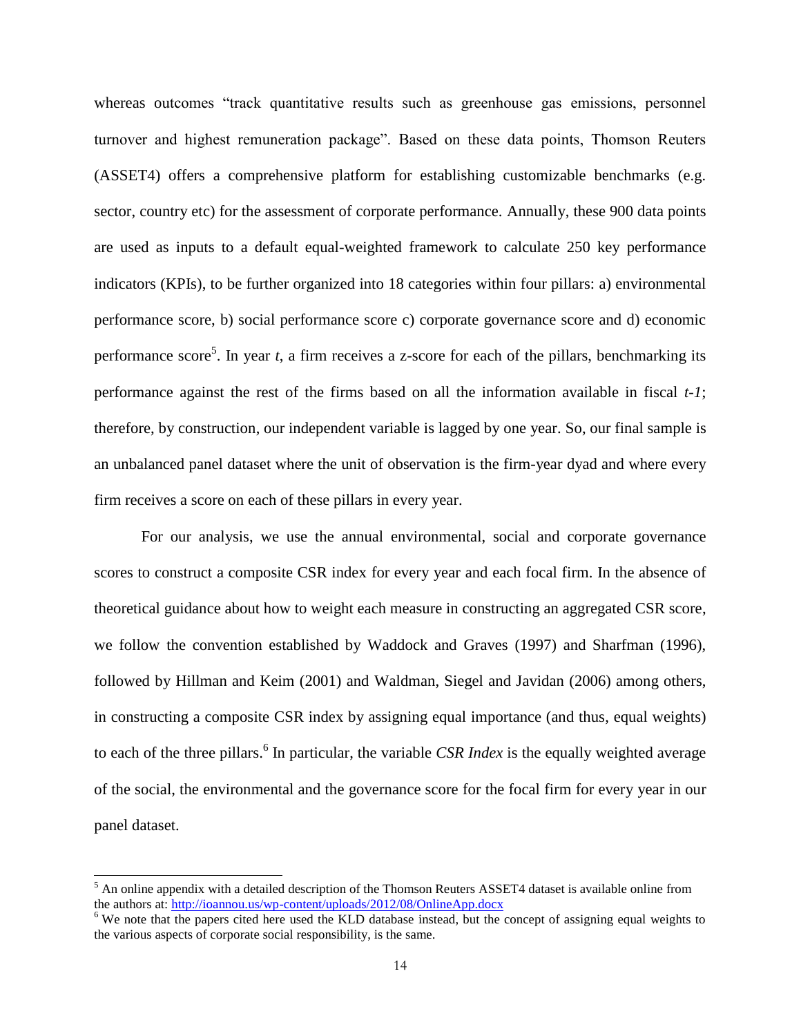whereas outcomes "track quantitative results such as greenhouse gas emissions, personnel turnover and highest remuneration package". Based on these data points, Thomson Reuters (ASSET4) offers a comprehensive platform for establishing customizable benchmarks (e.g. sector, country etc) for the assessment of corporate performance. Annually, these 900 data points are used as inputs to a default equal-weighted framework to calculate 250 key performance indicators (KPIs), to be further organized into 18 categories within four pillars: a) environmental performance score, b) social performance score c) corporate governance score and d) economic performance score[5]. In year *t*, a firm receives a z-score for each of the pillars, benchmarking its performance against the rest of the firms based on all the information available in fiscal *t-1*; therefore, by construction, our independent variable is lagged by one year. So, our final sample is an unbalanced panel dataset where the unit of observation is the firm-year dyad and where every firm receives a score on each of these pillars in every year.

For our analysis, we use the annual environmental, social and corporate governance scores to construct a composite CSR index for every year and each focal firm. In the absence of theoretical guidance about how to weight each measure in constructing an aggregated CSR score, we follow the convention established by Waddock and Graves (1997) and Sharfman (1996), followed by Hillman and Keim (2001) and Waldman, Siegel and Javidan (2006) among others, in constructing a composite CSR index by assigning equal importance (and thus, equal weights) to each of the three pillars.[6] In particular, the variable *CSR Index* is the equally weighted average of the social, the environmental and the governance score for the focal firm for every year in our panel dataset.

[5] An online appendix with a detailed description of the Thomson Reuters ASSET4 dataset is available online from the authors at: http://ioannou.us/wp-content/uploads/2012/08/OnlineApp.docx

[6] We note that the papers cited here used the KLD database instead, but the concept of assigning equal weights to the various aspects of corporate social responsibility, is the same.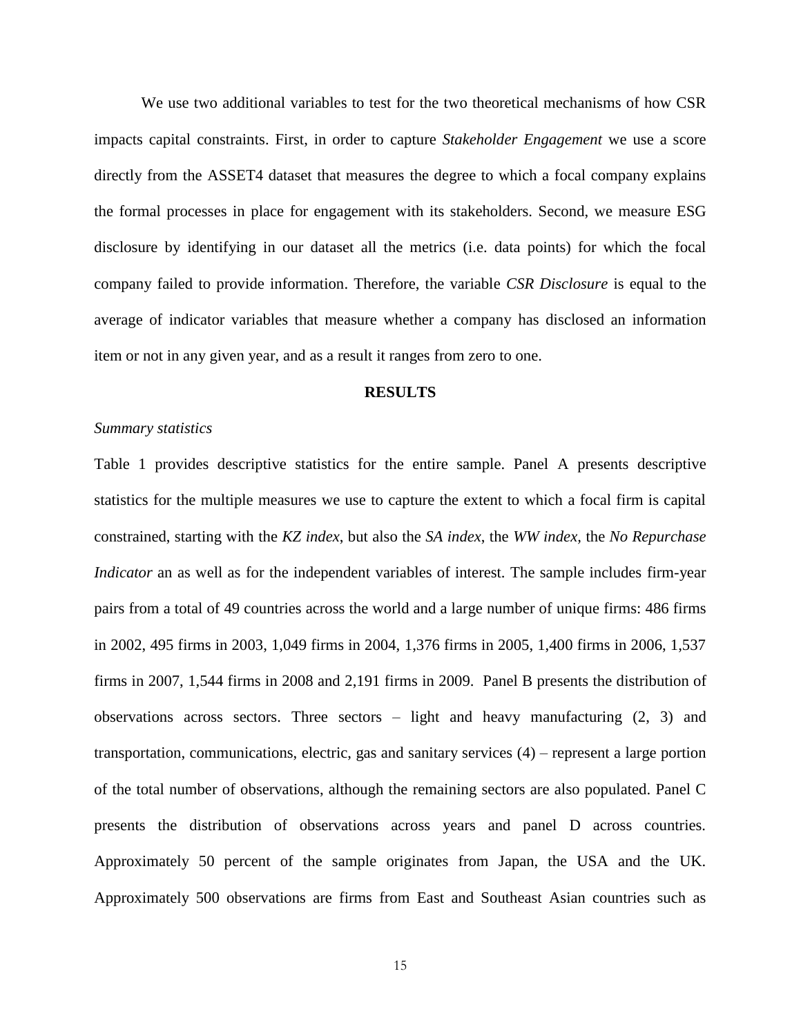We use two additional variables to test for the two theoretical mechanisms of how CSR impacts capital constraints. First, in order to capture *Stakeholder Engagement* we use a score directly from the ASSET4 dataset that measures the degree to which a focal company explains the formal processes in place for engagement with its stakeholders. Second, we measure ESG disclosure by identifying in our dataset all the metrics (i.e. data points) for which the focal company failed to provide information. Therefore, the variable *CSR Disclosure* is equal to the average of indicator variables that measure whether a company has disclosed an information item or not in any given year, and as a result it ranges from zero to one.

## RESULTS

*Summary statistics*

Table 1 provides descriptive statistics for the entire sample. Panel A presents descriptive statistics for the multiple measures we use to capture the extent to which a focal firm is capital constrained, starting with the *KZ index*, but also the *SA index*, the *WW index,* the *No Repurchase Indicator* an as well as for the independent variables of interest. The sample includes firm-year pairs from a total of 49 countries across the world and a large number of unique firms: 486 firms in 2002, 495 firms in 2003, 1,049 firms in 2004, 1,376 firms in 2005, 1,400 firms in 2006, 1,537 firms in 2007, 1,544 firms in 2008 and 2,191 firms in 2009. Panel B presents the distribution of observations across sectors. Three sectors – light and heavy manufacturing (2, 3) and transportation, communications, electric, gas and sanitary services (4) – represent a large portion of the total number of observations, although the remaining sectors are also populated. Panel C presents the distribution of observations across years and panel D across countries. Approximately 50 percent of the sample originates from Japan, the USA and the UK. Approximately 500 observations are firms from East and Southeast Asian countries such as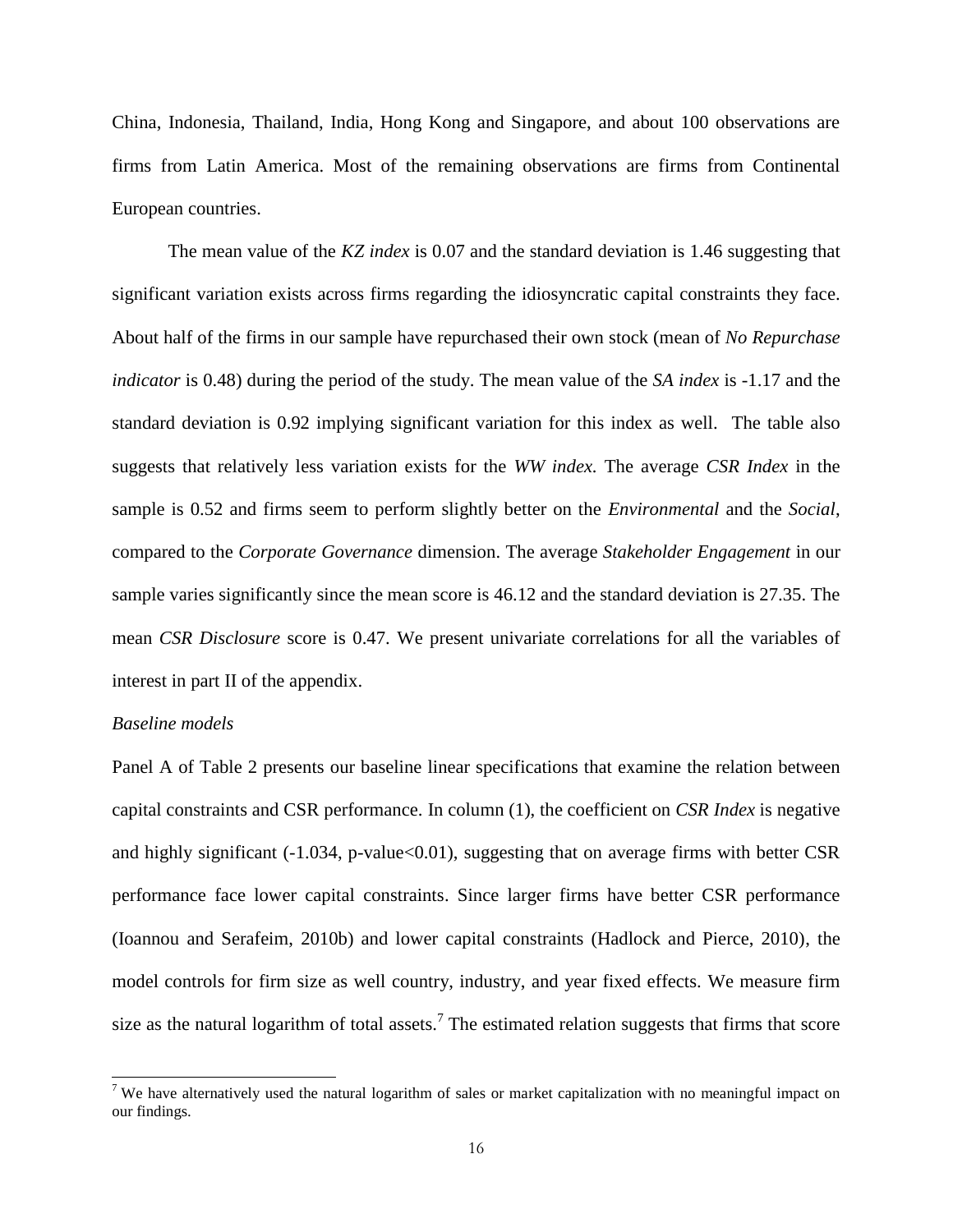China, Indonesia, Thailand, India, Hong Kong and Singapore, and about 100 observations are firms from Latin America. Most of the remaining observations are firms from Continental European countries.

The mean value of the *KZ index* is 0.07 and the standard deviation is 1.46 suggesting that significant variation exists across firms regarding the idiosyncratic capital constraints they face. About half of the firms in our sample have repurchased their own stock (mean of *No Repurchase indicator* is 0.48) during the period of the study. The mean value of the *SA index* is -1.17 and the standard deviation is 0.92 implying significant variation for this index as well. The table also suggests that relatively less variation exists for the *WW index.* The average *CSR Index* in the sample is 0.52 and firms seem to perform slightly better on the *Environmental* and the *Social*, compared to the *Corporate Governance* dimension. The average *Stakeholder Engagement* in our sample varies significantly since the mean score is 46.12 and the standard deviation is 27.35. The mean *CSR Disclosure* score is 0.47. We present univariate correlations for all the variables of interest in part II of the appendix.

*Baseline models*

Panel A of Table 2 presents our baseline linear specifications that examine the relation between capital constraints and CSR performance. In column (1), the coefficient on *CSR Index* is negative and highly significant (-1.034, p-value<0.01), suggesting that on average firms with better CSR performance face lower capital constraints. Since larger firms have better CSR performance (Ioannou and Serafeim, 2010b) and lower capital constraints (Hadlock and Pierce, 2010), the model controls for firm size as well country, industry, and year fixed effects. We measure firm size as the natural logarithm of total assets.[7] The estimated relation suggests that firms that score

[7] We have alternatively used the natural logarithm of sales or market capitalization with no meaningful impact on our findings.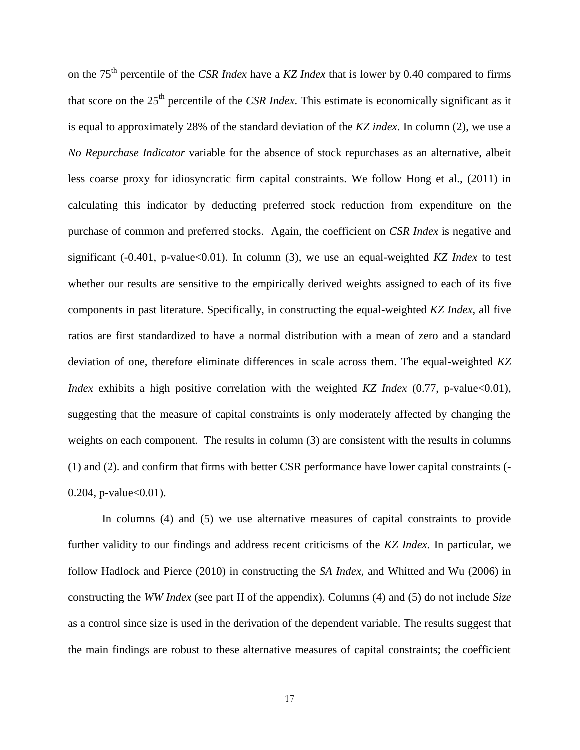on the 75th percentile of the *CSR Index* have a *KZ Index* that is lower by 0.40 compared to firms that score on the 25th percentile of the *CSR Index*. This estimate is economically significant as it is equal to approximately 28% of the standard deviation of the *KZ index*. In column (2), we use a *No Repurchase Indicator* variable for the absence of stock repurchases as an alternative, albeit less coarse proxy for idiosyncratic firm capital constraints. We follow Hong et al., (2011) in calculating this indicator by deducting preferred stock reduction from expenditure on the purchase of common and preferred stocks. Again, the coefficient on *CSR Index* is negative and significant (-0.401, p-value<0.01). In column (3), we use an equal-weighted *KZ Index* to test whether our results are sensitive to the empirically derived weights assigned to each of its five components in past literature. Specifically, in constructing the equal-weighted *KZ Index*, all five ratios are first standardized to have a normal distribution with a mean of zero and a standard deviation of one, therefore eliminate differences in scale across them. The equal-weighted *KZ Index* exhibits a high positive correlation with the weighted *KZ Index* (0.77, p-value<0.01), suggesting that the measure of capital constraints is only moderately affected by changing the weights on each component. The results in column (3) are consistent with the results in columns (1) and (2). and confirm that firms with better CSR performance have lower capital constraints (-0.204, p-value<0.01).

In columns (4) and (5) we use alternative measures of capital constraints to provide further validity to our findings and address recent criticisms of the *KZ Index*. In particular, we follow Hadlock and Pierce (2010) in constructing the *SA Index*, and Whitted and Wu (2006) in constructing the *WW Index* (see part II of the appendix). Columns (4) and (5) do not include *Size* as a control since size is used in the derivation of the dependent variable. The results suggest that the main findings are robust to these alternative measures of capital constraints; the coefficient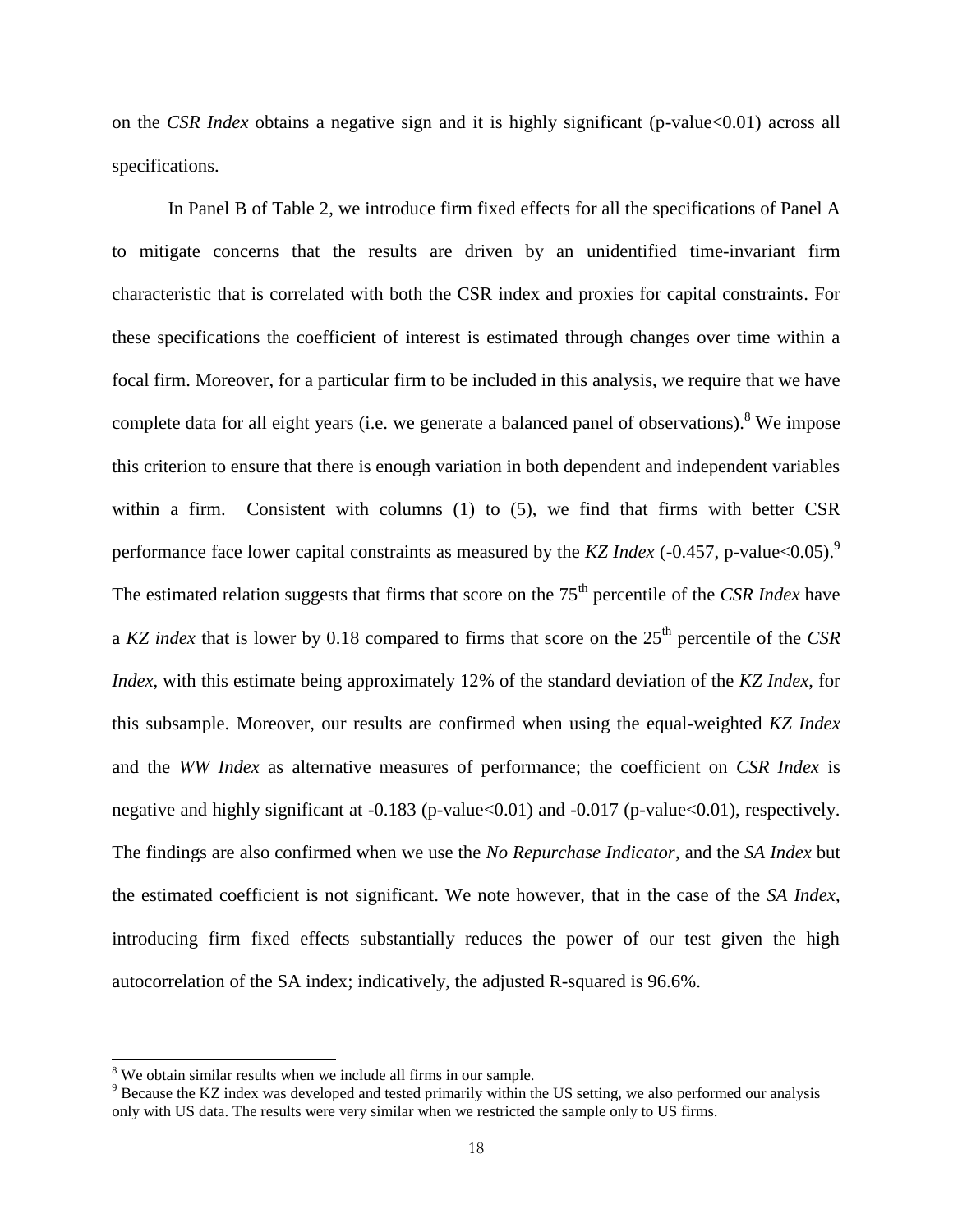on the *CSR Index* obtains a negative sign and it is highly significant (p-value<0.01) across all specifications.

In Panel B of Table 2, we introduce firm fixed effects for all the specifications of Panel A to mitigate concerns that the results are driven by an unidentified time-invariant firm characteristic that is correlated with both the CSR index and proxies for capital constraints. For these specifications the coefficient of interest is estimated through changes over time within a focal firm. Moreover, for a particular firm to be included in this analysis, we require that we have complete data for all eight years (i.e. we generate a balanced panel of observations).[8] We impose this criterion to ensure that there is enough variation in both dependent and independent variables within a firm. Consistent with columns (1) to (5), we find that firms with better CSR performance face lower capital constraints as measured by the *KZ Index* (-0.457, p-value<0.05).[9] The estimated relation suggests that firms that score on the 75th percentile of the *CSR Index* have a *KZ index* that is lower by 0.18 compared to firms that score on the 25th percentile of the *CSR Index*, with this estimate being approximately 12% of the standard deviation of the *KZ Index*, for this subsample. Moreover, our results are confirmed when using the equal-weighted *KZ Index* and the *WW Index* as alternative measures of performance; the coefficient on *CSR Index* is negative and highly significant at -0.183 (p-value<0.01) and -0.017 (p-value<0.01), respectively. The findings are also confirmed when we use the *No Repurchase Indicator*, and the *SA Index* but the estimated coefficient is not significant. We note however, that in the case of the *SA Index*, introducing firm fixed effects substantially reduces the power of our test given the high autocorrelation of the SA index; indicatively, the adjusted R-squared is 96.6%.

[8] We obtain similar results when we include all firms in our sample.

[9] Because the KZ index was developed and tested primarily within the US setting, we also performed our analysis only with US data. The results were very similar when we restricted the sample only to US firms.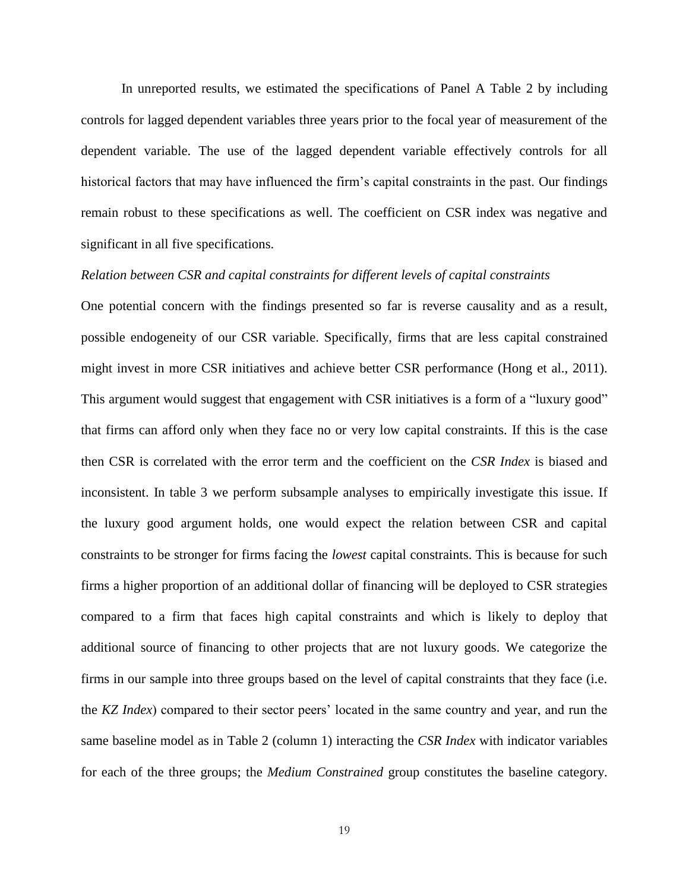In unreported results, we estimated the specifications of Panel A Table 2 by including controls for lagged dependent variables three years prior to the focal year of measurement of the dependent variable. The use of the lagged dependent variable effectively controls for all historical factors that may have influenced the firm's capital constraints in the past. Our findings remain robust to these specifications as well. The coefficient on CSR index was negative and significant in all five specifications.

*Relation between CSR and capital constraints for different levels of capital constraints*

One potential concern with the findings presented so far is reverse causality and as a result, possible endogeneity of our CSR variable. Specifically, firms that are less capital constrained might invest in more CSR initiatives and achieve better CSR performance (Hong et al., 2011). This argument would suggest that engagement with CSR initiatives is a form of a "luxury good" that firms can afford only when they face no or very low capital constraints. If this is the case then CSR is correlated with the error term and the coefficient on the *CSR Index* is biased and inconsistent. In table 3 we perform subsample analyses to empirically investigate this issue. If the luxury good argument holds, one would expect the relation between CSR and capital constraints to be stronger for firms facing the *lowest* capital constraints. This is because for such firms a higher proportion of an additional dollar of financing will be deployed to CSR strategies compared to a firm that faces high capital constraints and which is likely to deploy that additional source of financing to other projects that are not luxury goods. We categorize the firms in our sample into three groups based on the level of capital constraints that they face (i.e. the *KZ Index*) compared to their sector peers' located in the same country and year, and run the same baseline model as in Table 2 (column 1) interacting the *CSR Index* with indicator variables for each of the three groups; the *Medium Constrained* group constitutes the baseline category.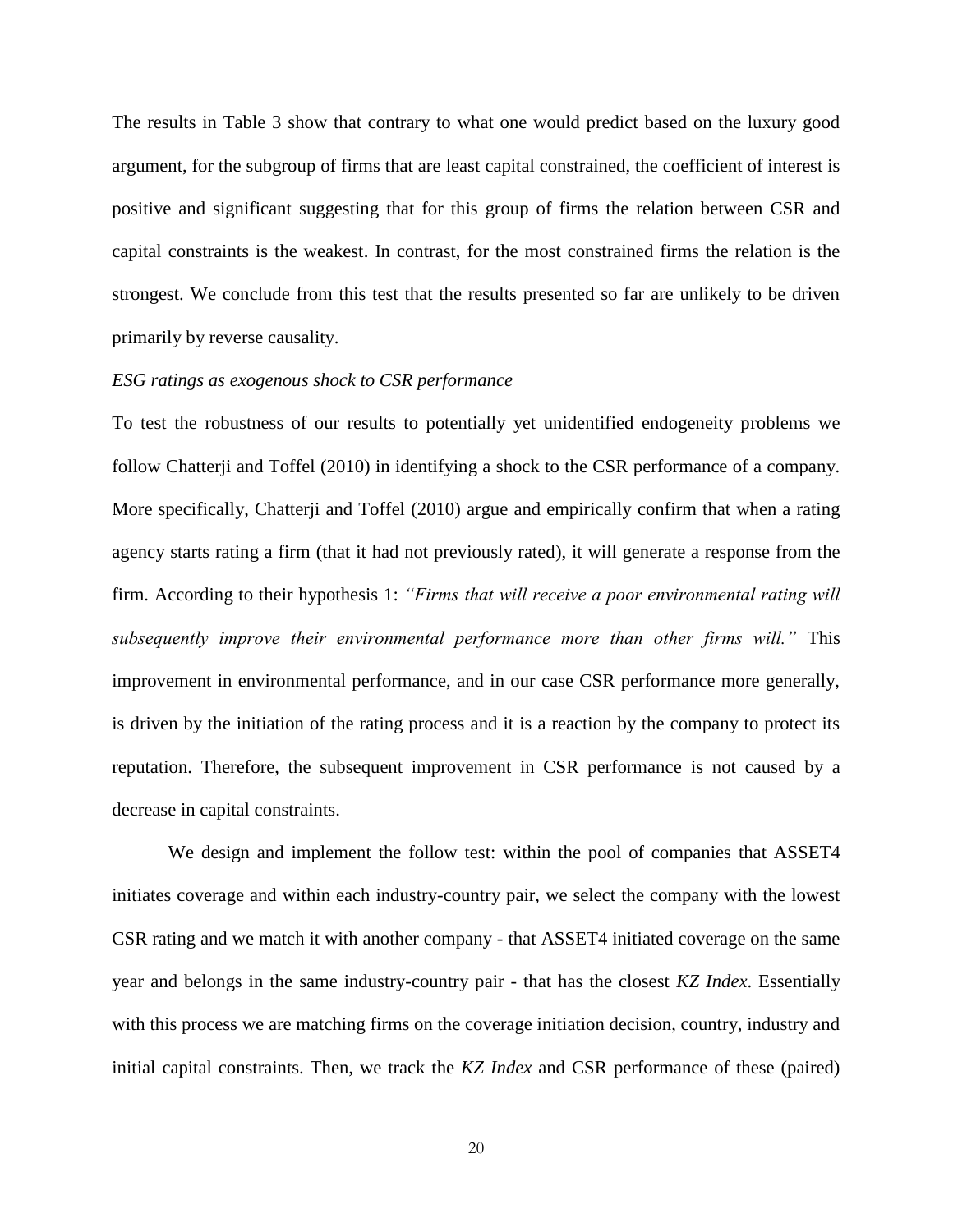The results in Table 3 show that contrary to what one would predict based on the luxury good argument, for the subgroup of firms that are least capital constrained, the coefficient of interest is positive and significant suggesting that for this group of firms the relation between CSR and capital constraints is the weakest. In contrast, for the most constrained firms the relation is the strongest. We conclude from this test that the results presented so far are unlikely to be driven primarily by reverse causality.

*ESG ratings as exogenous shock to CSR performance*

To test the robustness of our results to potentially yet unidentified endogeneity problems we follow Chatterji and Toffel (2010) in identifying a shock to the CSR performance of a company. More specifically, Chatterji and Toffel (2010) argue and empirically confirm that when a rating agency starts rating a firm (that it had not previously rated), it will generate a response from the firm. According to their hypothesis 1: *"Firms that will receive a poor environmental rating will subsequently improve their environmental performance more than other firms will."* This improvement in environmental performance, and in our case CSR performance more generally, is driven by the initiation of the rating process and it is a reaction by the company to protect its reputation. Therefore, the subsequent improvement in CSR performance is not caused by a decrease in capital constraints.

We design and implement the follow test: within the pool of companies that ASSET4 initiates coverage and within each industry-country pair, we select the company with the lowest CSR rating and we match it with another company - that ASSET4 initiated coverage on the same year and belongs in the same industry-country pair - that has the closest *KZ Index*. Essentially with this process we are matching firms on the coverage initiation decision, country, industry and initial capital constraints. Then, we track the *KZ Index* and CSR performance of these (paired)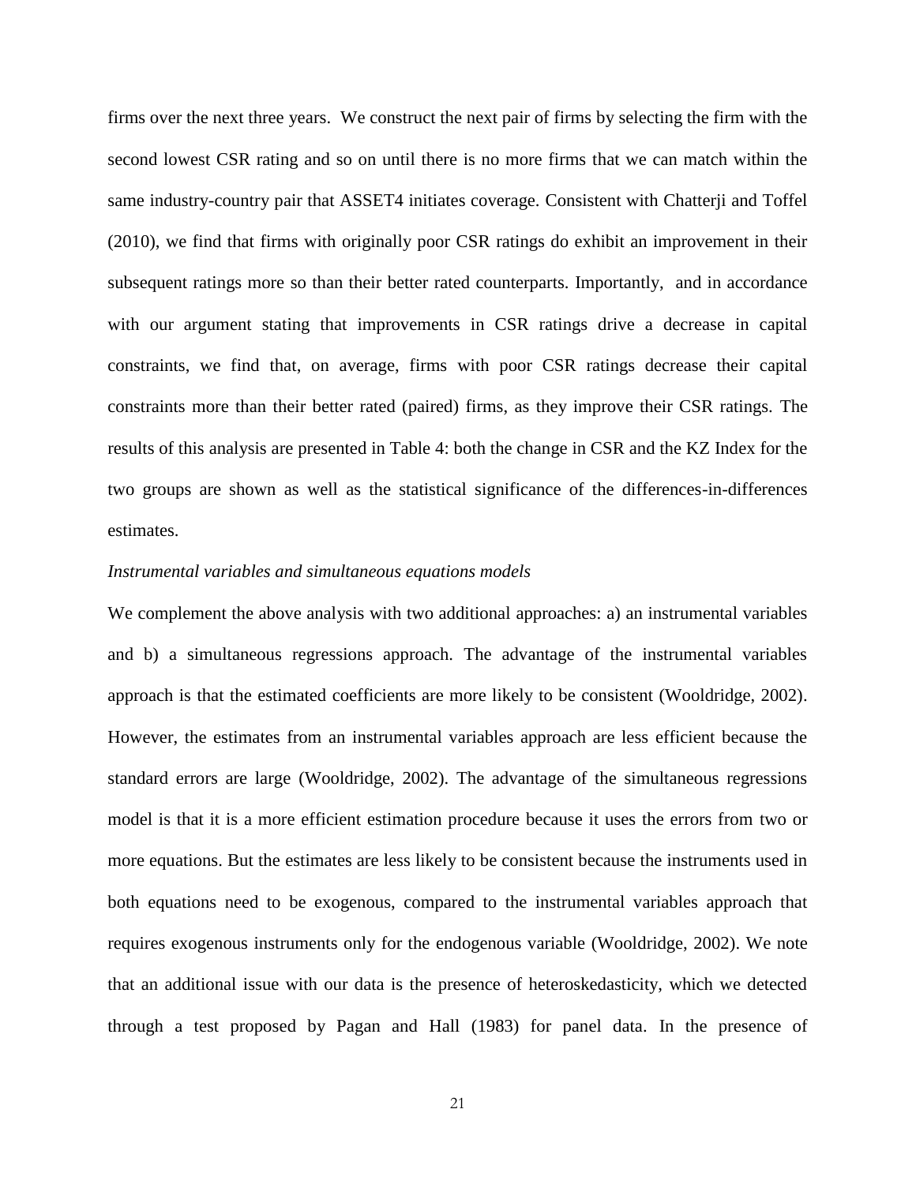firms over the next three years. We construct the next pair of firms by selecting the firm with the second lowest CSR rating and so on until there is no more firms that we can match within the same industry-country pair that ASSET4 initiates coverage. Consistent with Chatterji and Toffel (2010), we find that firms with originally poor CSR ratings do exhibit an improvement in their subsequent ratings more so than their better rated counterparts. Importantly, and in accordance with our argument stating that improvements in CSR ratings drive a decrease in capital constraints, we find that, on average, firms with poor CSR ratings decrease their capital constraints more than their better rated (paired) firms, as they improve their CSR ratings. The results of this analysis are presented in Table 4: both the change in CSR and the KZ Index for the two groups are shown as well as the statistical significance of the differences-in-differences estimates.

*Instrumental variables and simultaneous equations models*

We complement the above analysis with two additional approaches: a) an instrumental variables and b) a simultaneous regressions approach. The advantage of the instrumental variables approach is that the estimated coefficients are more likely to be consistent (Wooldridge, 2002). However, the estimates from an instrumental variables approach are less efficient because the standard errors are large (Wooldridge, 2002). The advantage of the simultaneous regressions model is that it is a more efficient estimation procedure because it uses the errors from two or more equations. But the estimates are less likely to be consistent because the instruments used in both equations need to be exogenous, compared to the instrumental variables approach that requires exogenous instruments only for the endogenous variable (Wooldridge, 2002). We note that an additional issue with our data is the presence of heteroskedasticity, which we detected through a test proposed by Pagan and Hall (1983) for panel data. In the presence of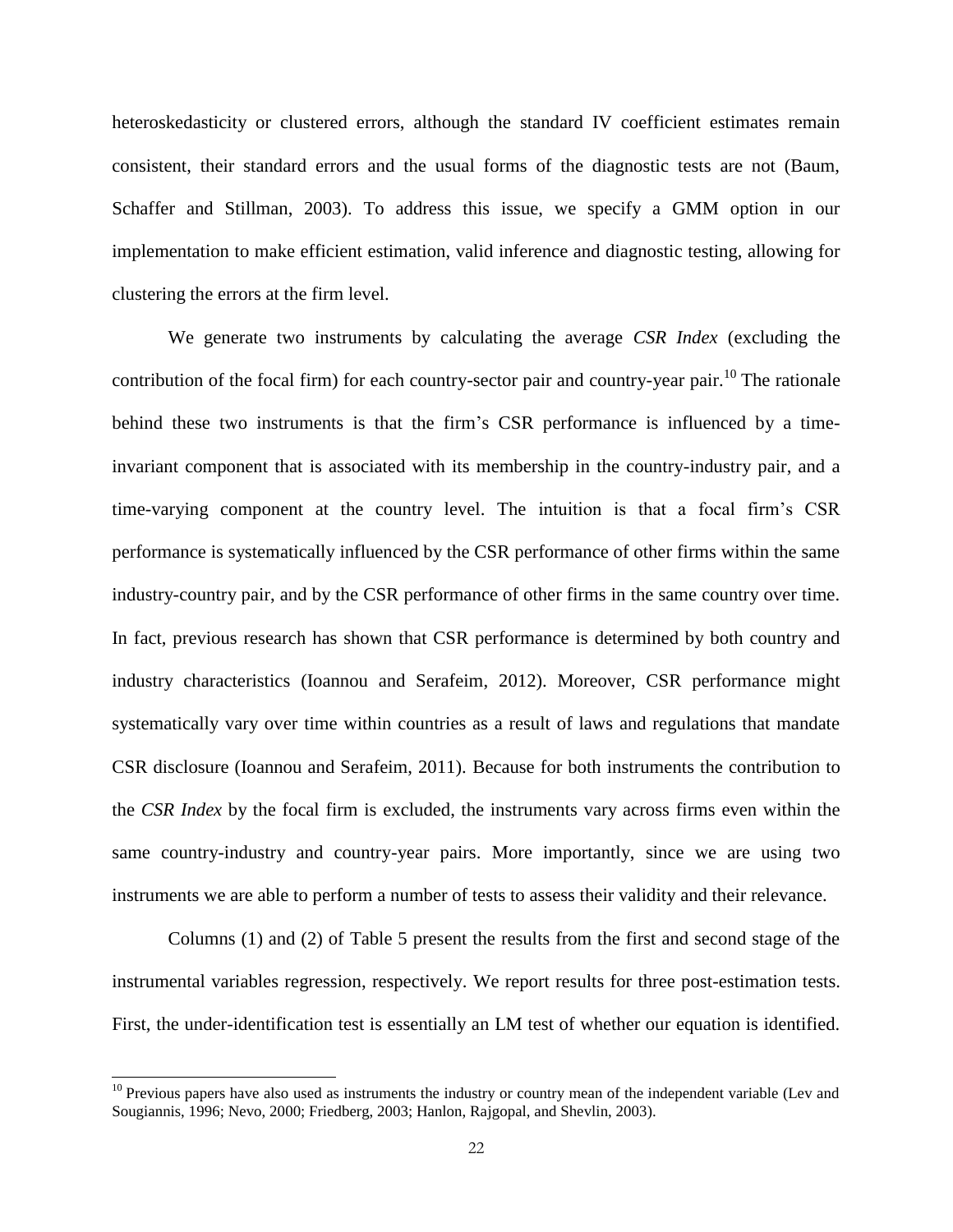heteroskedasticity or clustered errors, although the standard IV coefficient estimates remain consistent, their standard errors and the usual forms of the diagnostic tests are not (Baum, Schaffer and Stillman, 2003). To address this issue, we specify a GMM option in our implementation to make efficient estimation, valid inference and diagnostic testing, allowing for clustering the errors at the firm level.

We generate two instruments by calculating the average *CSR Index* (excluding the contribution of the focal firm) for each country-sector pair and country-year pair.[10] The rationale behind these two instruments is that the firm's CSR performance is influenced by a time-invariant component that is associated with its membership in the country-industry pair, and a time-varying component at the country level. The intuition is that a focal firm's CSR performance is systematically influenced by the CSR performance of other firms within the same industry-country pair, and by the CSR performance of other firms in the same country over time. In fact, previous research has shown that CSR performance is determined by both country and industry characteristics (Ioannou and Serafeim, 2012). Moreover, CSR performance might systematically vary over time within countries as a result of laws and regulations that mandate CSR disclosure (Ioannou and Serafeim, 2011). Because for both instruments the contribution to the *CSR Index* by the focal firm is excluded, the instruments vary across firms even within the same country-industry and country-year pairs. More importantly, since we are using two instruments we are able to perform a number of tests to assess their validity and their relevance.

Columns (1) and (2) of Table 5 present the results from the first and second stage of the instrumental variables regression, respectively. We report results for three post-estimation tests. First, the under-identification test is essentially an LM test of whether our equation is identified.

[10] Previous papers have also used as instruments the industry or country mean of the independent variable (Lev and Sougiannis, 1996; Nevo, 2000; Friedberg, 2003; Hanlon, Rajgopal, and Shevlin, 2003).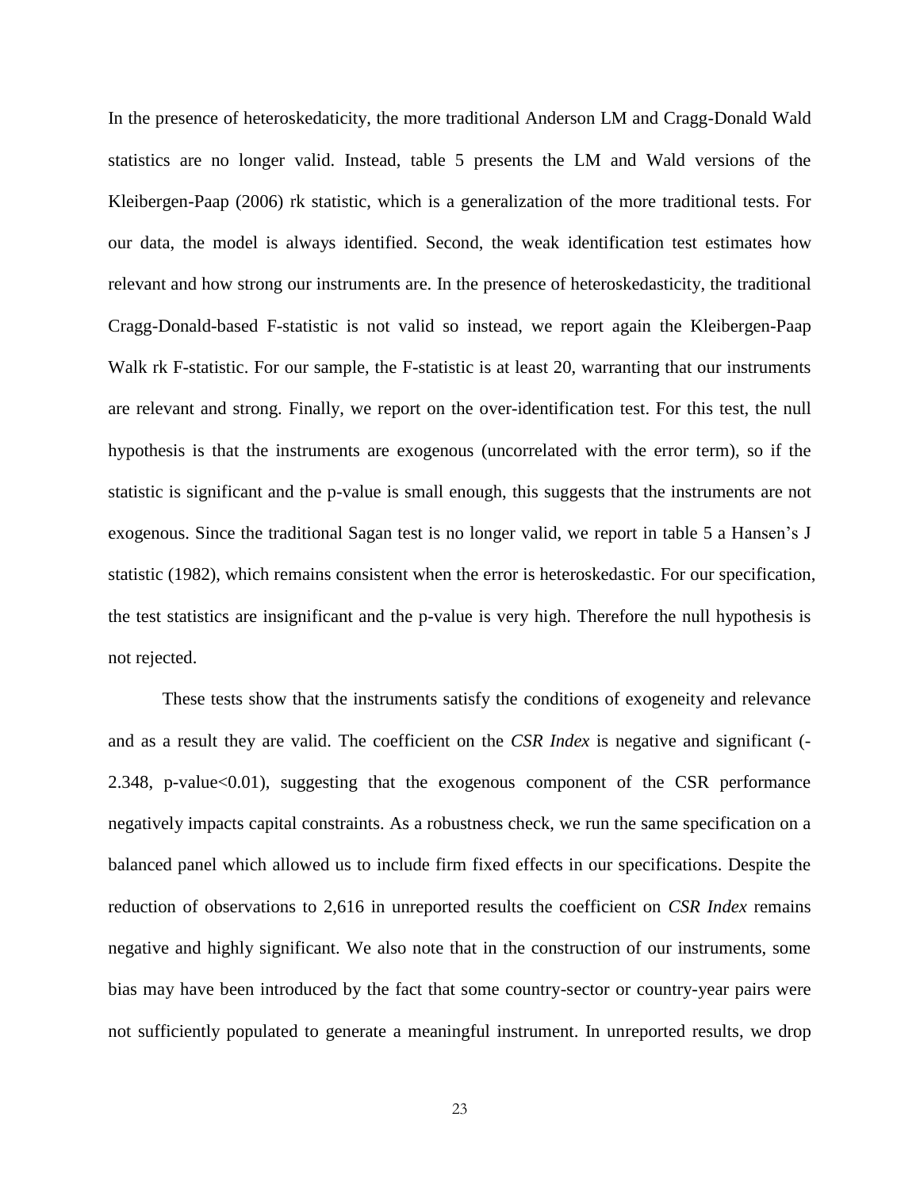In the presence of heteroskedaticity, the more traditional Anderson LM and Cragg-Donald Wald statistics are no longer valid. Instead, table 5 presents the LM and Wald versions of the Kleibergen-Paap (2006) rk statistic, which is a generalization of the more traditional tests. For our data, the model is always identified. Second, the weak identification test estimates how relevant and how strong our instruments are. In the presence of heteroskedasticity, the traditional Cragg-Donald-based F-statistic is not valid so instead, we report again the Kleibergen-Paap Walk rk F-statistic. For our sample, the F-statistic is at least 20, warranting that our instruments are relevant and strong. Finally, we report on the over-identification test. For this test, the null hypothesis is that the instruments are exogenous (uncorrelated with the error term), so if the statistic is significant and the p-value is small enough, this suggests that the instruments are not exogenous. Since the traditional Sagan test is no longer valid, we report in table 5 a Hansen's J statistic (1982), which remains consistent when the error is heteroskedastic. For our specification, the test statistics are insignificant and the p-value is very high. Therefore the null hypothesis is not rejected.

These tests show that the instruments satisfy the conditions of exogeneity and relevance and as a result they are valid. The coefficient on the *CSR Index* is negative and significant (-2.348, p-value<0.01), suggesting that the exogenous component of the CSR performance negatively impacts capital constraints. As a robustness check, we run the same specification on a balanced panel which allowed us to include firm fixed effects in our specifications. Despite the reduction of observations to 2,616 in unreported results the coefficient on *CSR Index* remains negative and highly significant. We also note that in the construction of our instruments, some bias may have been introduced by the fact that some country-sector or country-year pairs were not sufficiently populated to generate a meaningful instrument. In unreported results, we drop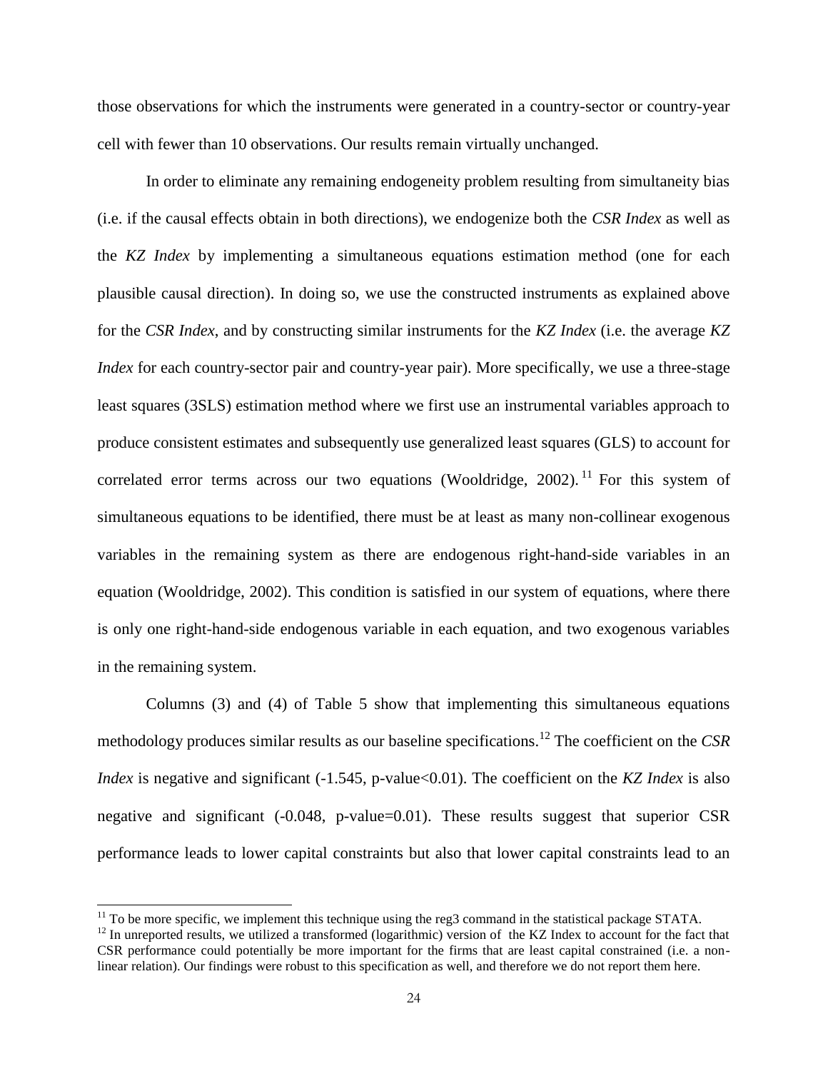those observations for which the instruments were generated in a country-sector or country-year cell with fewer than 10 observations. Our results remain virtually unchanged.

In order to eliminate any remaining endogeneity problem resulting from simultaneity bias (i.e. if the causal effects obtain in both directions), we endogenize both the *CSR Index* as well as the *KZ Index* by implementing a simultaneous equations estimation method (one for each plausible causal direction). In doing so, we use the constructed instruments as explained above for the *CSR Index*, and by constructing similar instruments for the *KZ Index* (i.e. the average *KZ Index* for each country-sector pair and country-year pair). More specifically, we use a three-stage least squares (3SLS) estimation method where we first use an instrumental variables approach to produce consistent estimates and subsequently use generalized least squares (GLS) to account for correlated error terms across our two equations (Wooldridge, 2002).[11] For this system of simultaneous equations to be identified, there must be at least as many non-collinear exogenous variables in the remaining system as there are endogenous right-hand-side variables in an equation (Wooldridge, 2002). This condition is satisfied in our system of equations, where there is only one right-hand-side endogenous variable in each equation, and two exogenous variables in the remaining system.

Columns (3) and (4) of Table 5 show that implementing this simultaneous equations methodology produces similar results as our baseline specifications.[12] The coefficient on the *CSR Index* is negative and significant (-1.545, p-value<0.01). The coefficient on the *KZ Index* is also negative and significant (-0.048, p-value=0.01). These results suggest that superior CSR performance leads to lower capital constraints but also that lower capital constraints lead to an

---

[11] To be more specific, we implement this technique using the reg3 command in the statistical package STATA.

[12] In unreported results, we utilized a transformed (logarithmic) version of the KZ Index to account for the fact that CSR performance could potentially be more important for the firms that are least capital constrained (i.e. a non-linear relation). Our findings were robust to this specification as well, and therefore we do not report them here.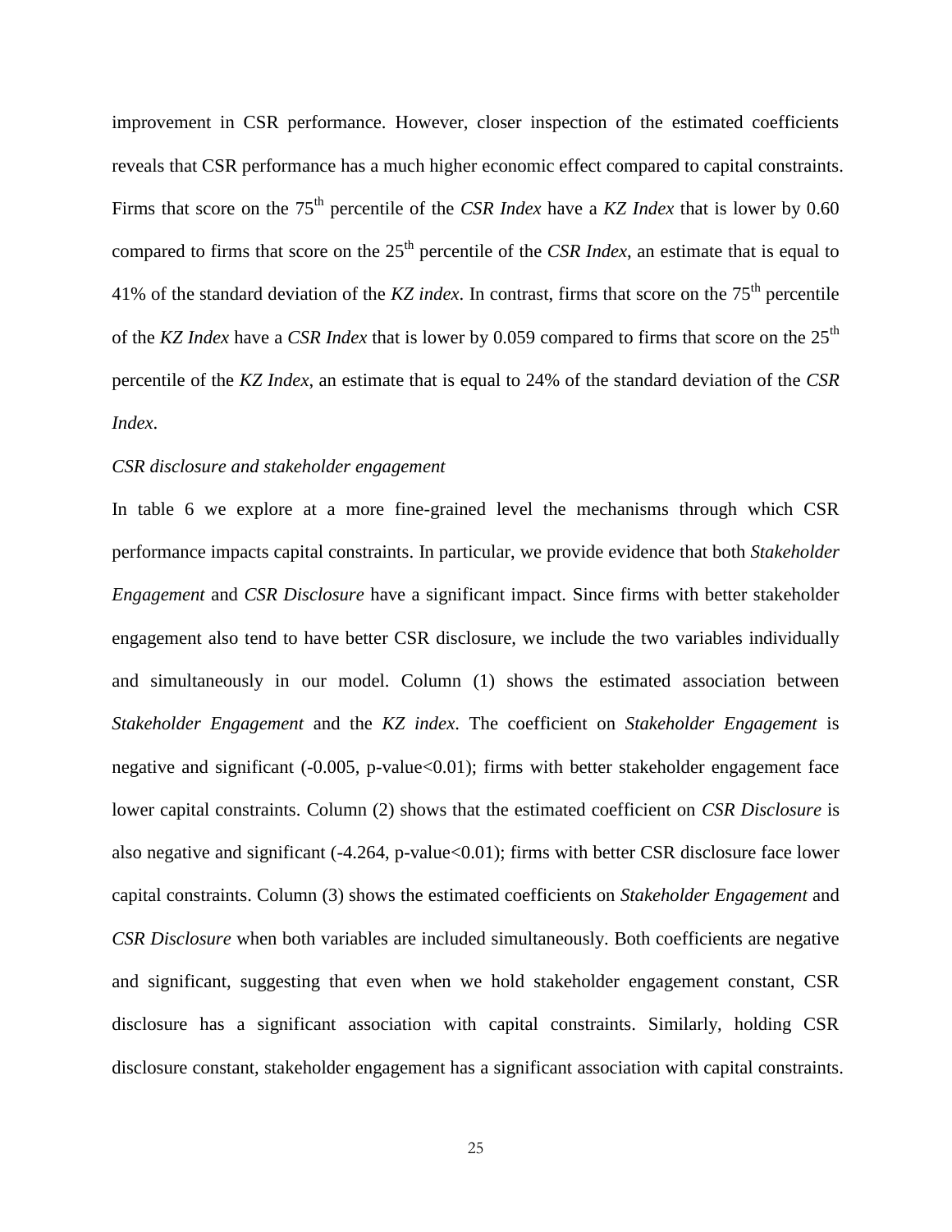improvement in CSR performance. However, closer inspection of the estimated coefficients reveals that CSR performance has a much higher economic effect compared to capital constraints. Firms that score on the $75^{th}$ percentile of the *CSR Index* have a *KZ Index* that is lower by 0.60 compared to firms that score on the $25^{th}$ percentile of the *CSR Index,* an estimate that is equal to 41% of the standard deviation of the *KZ index*. In contrast, firms that score on the $75^{th}$ percentile of the *KZ Index* have a *CSR Index* that is lower by 0.059 compared to firms that score on the $25^{th}$ percentile of the *KZ Index*, an estimate that is equal to 24% of the standard deviation of the *CSR Index*.

*CSR disclosure and stakeholder engagement*

In table 6 we explore at a more fine-grained level the mechanisms through which CSR performance impacts capital constraints. In particular, we provide evidence that both *Stakeholder Engagement* and *CSR Disclosure* have a significant impact. Since firms with better stakeholder engagement also tend to have better CSR disclosure, we include the two variables individually and simultaneously in our model. Column (1) shows the estimated association between *Stakeholder Engagement* and the *KZ index*. The coefficient on *Stakeholder Engagement* is negative and significant (-0.005, p-value<0.01); firms with better stakeholder engagement face lower capital constraints. Column (2) shows that the estimated coefficient on *CSR Disclosure* is also negative and significant (-4.264, p-value<0.01); firms with better CSR disclosure face lower capital constraints. Column (3) shows the estimated coefficients on *Stakeholder Engagement* and *CSR Disclosure* when both variables are included simultaneously. Both coefficients are negative and significant, suggesting that even when we hold stakeholder engagement constant, CSR disclosure has a significant association with capital constraints. Similarly, holding CSR disclosure constant, stakeholder engagement has a significant association with capital constraints.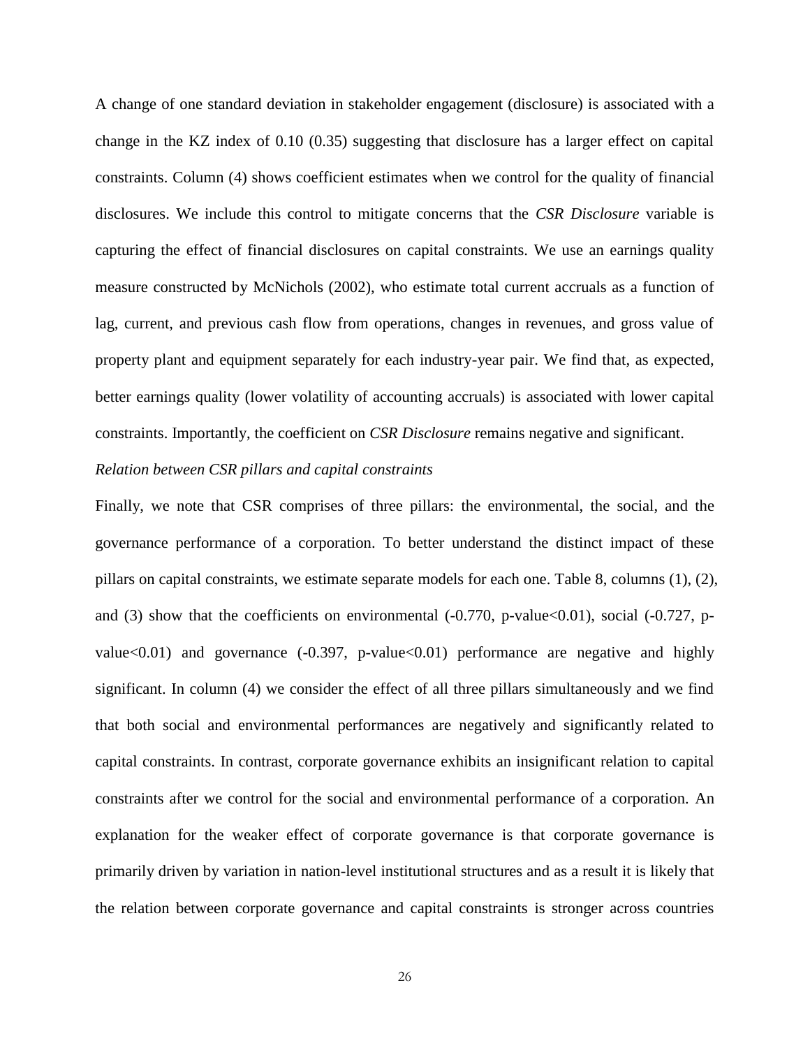A change of one standard deviation in stakeholder engagement (disclosure) is associated with a change in the KZ index of 0.10 (0.35) suggesting that disclosure has a larger effect on capital constraints. Column (4) shows coefficient estimates when we control for the quality of financial disclosures. We include this control to mitigate concerns that the *CSR Disclosure* variable is capturing the effect of financial disclosures on capital constraints. We use an earnings quality measure constructed by McNichols (2002), who estimate total current accruals as a function of lag, current, and previous cash flow from operations, changes in revenues, and gross value of property plant and equipment separately for each industry-year pair. We find that, as expected, better earnings quality (lower volatility of accounting accruals) is associated with lower capital constraints. Importantly, the coefficient on *CSR Disclosure* remains negative and significant.

*Relation between CSR pillars and capital constraints*

Finally, we note that CSR comprises of three pillars: the environmental, the social, and the governance performance of a corporation. To better understand the distinct impact of these pillars on capital constraints, we estimate separate models for each one. Table 8, columns (1), (2), and (3) show that the coefficients on environmental (-0.770, p-value<0.01), social (-0.727, p-value<0.01) and governance (-0.397, p-value<0.01) performance are negative and highly significant. In column (4) we consider the effect of all three pillars simultaneously and we find that both social and environmental performances are negatively and significantly related to capital constraints. In contrast, corporate governance exhibits an insignificant relation to capital constraints after we control for the social and environmental performance of a corporation. An explanation for the weaker effect of corporate governance is that corporate governance is primarily driven by variation in nation-level institutional structures and as a result it is likely that the relation between corporate governance and capital constraints is stronger across countries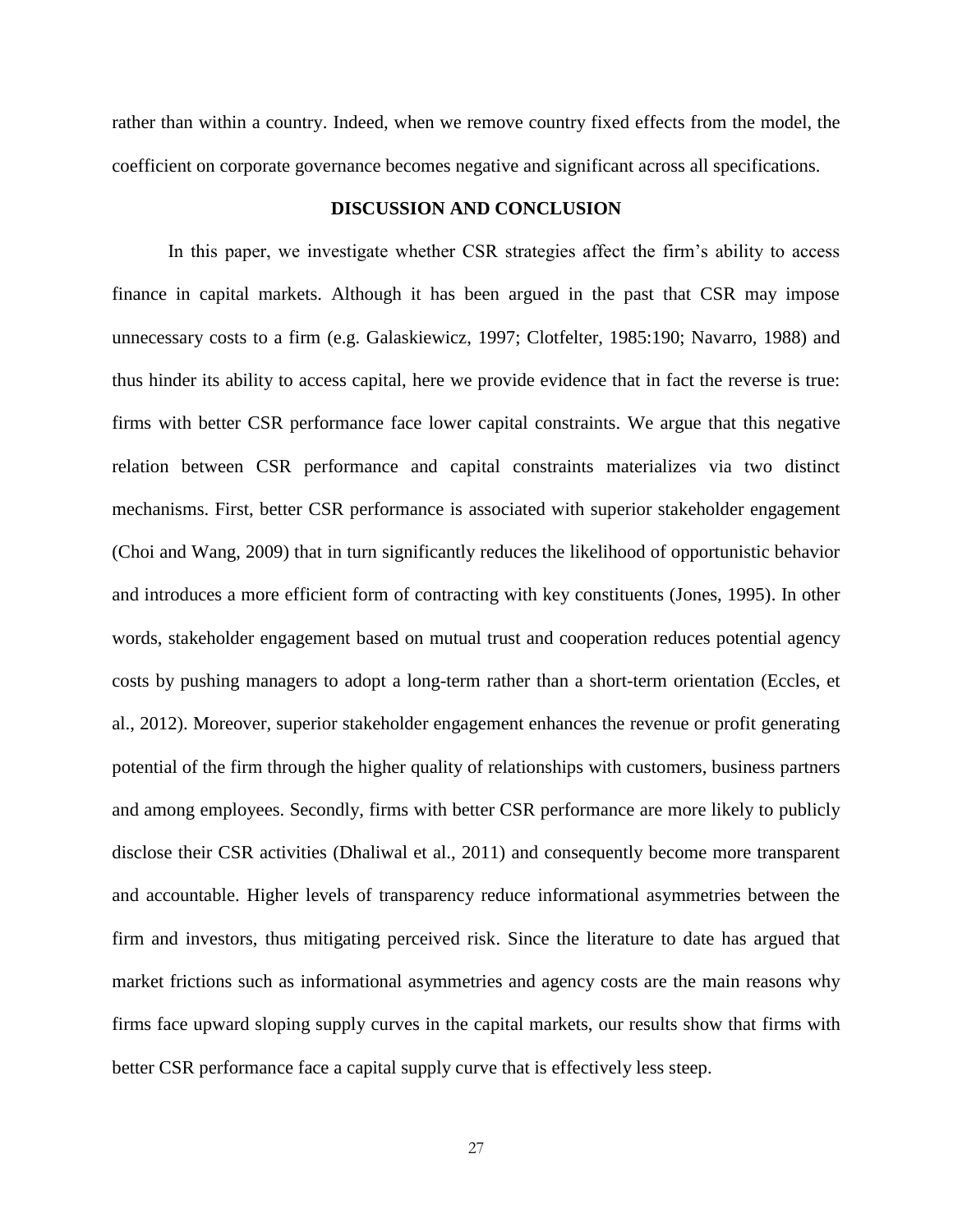rather than within a country. Indeed, when we remove country fixed effects from the model, the coefficient on corporate governance becomes negative and significant across all specifications.

## DISCUSSION AND CONCLUSION

In this paper, we investigate whether CSR strategies affect the firm's ability to access finance in capital markets. Although it has been argued in the past that CSR may impose unnecessary costs to a firm (e.g. Galaskiewicz, 1997; Clotfelter, 1985:190; Navarro, 1988) and thus hinder its ability to access capital, here we provide evidence that in fact the reverse is true: firms with better CSR performance face lower capital constraints. We argue that this negative relation between CSR performance and capital constraints materializes via two distinct mechanisms. First, better CSR performance is associated with superior stakeholder engagement (Choi and Wang, 2009) that in turn significantly reduces the likelihood of opportunistic behavior and introduces a more efficient form of contracting with key constituents (Jones, 1995). In other words, stakeholder engagement based on mutual trust and cooperation reduces potential agency costs by pushing managers to adopt a long-term rather than a short-term orientation (Eccles, et al., 2012). Moreover, superior stakeholder engagement enhances the revenue or profit generating potential of the firm through the higher quality of relationships with customers, business partners and among employees. Secondly, firms with better CSR performance are more likely to publicly disclose their CSR activities (Dhaliwal et al., 2011) and consequently become more transparent and accountable. Higher levels of transparency reduce informational asymmetries between the firm and investors, thus mitigating perceived risk. Since the literature to date has argued that market frictions such as informational asymmetries and agency costs are the main reasons why firms face upward sloping supply curves in the capital markets, our results show that firms with better CSR performance face a capital supply curve that is effectively less steep.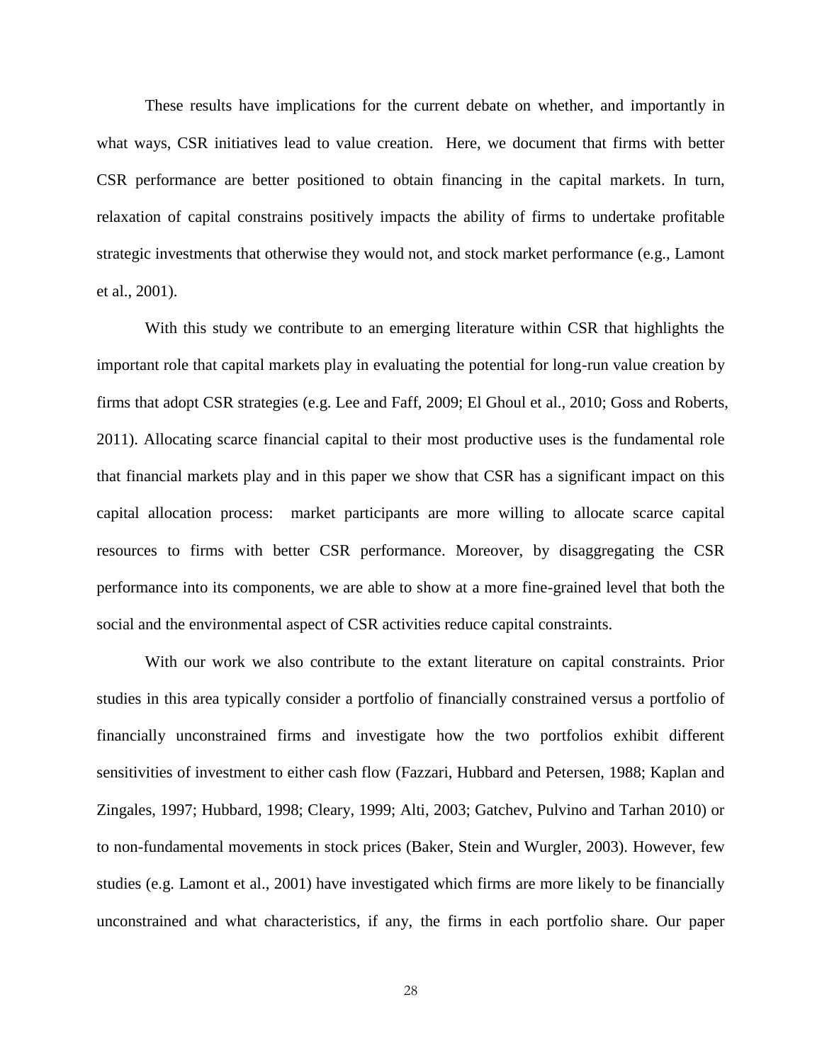These results have implications for the current debate on whether, and importantly in what ways, CSR initiatives lead to value creation. Here, we document that firms with better CSR performance are better positioned to obtain financing in the capital markets. In turn, relaxation of capital constrains positively impacts the ability of firms to undertake profitable strategic investments that otherwise they would not, and stock market performance (e.g., Lamont et al., 2001).

With this study we contribute to an emerging literature within CSR that highlights the important role that capital markets play in evaluating the potential for long-run value creation by firms that adopt CSR strategies (e.g. Lee and Faff, 2009; El Ghoul et al., 2010; Goss and Roberts, 2011). Allocating scarce financial capital to their most productive uses is the fundamental role that financial markets play and in this paper we show that CSR has a significant impact on this capital allocation process: market participants are more willing to allocate scarce capital resources to firms with better CSR performance. Moreover, by disaggregating the CSR performance into its components, we are able to show at a more fine-grained level that both the social and the environmental aspect of CSR activities reduce capital constraints.

With our work we also contribute to the extant literature on capital constraints. Prior studies in this area typically consider a portfolio of financially constrained versus a portfolio of financially unconstrained firms and investigate how the two portfolios exhibit different sensitivities of investment to either cash flow (Fazzari, Hubbard and Petersen, 1988; Kaplan and Zingales, 1997; Hubbard, 1998; Cleary, 1999; Alti, 2003; Gatchev, Pulvino and Tarhan 2010) or to non-fundamental movements in stock prices (Baker, Stein and Wurgler, 2003). However, few studies (e.g. Lamont et al., 2001) have investigated which firms are more likely to be financially unconstrained and what characteristics, if any, the firms in each portfolio share. Our paper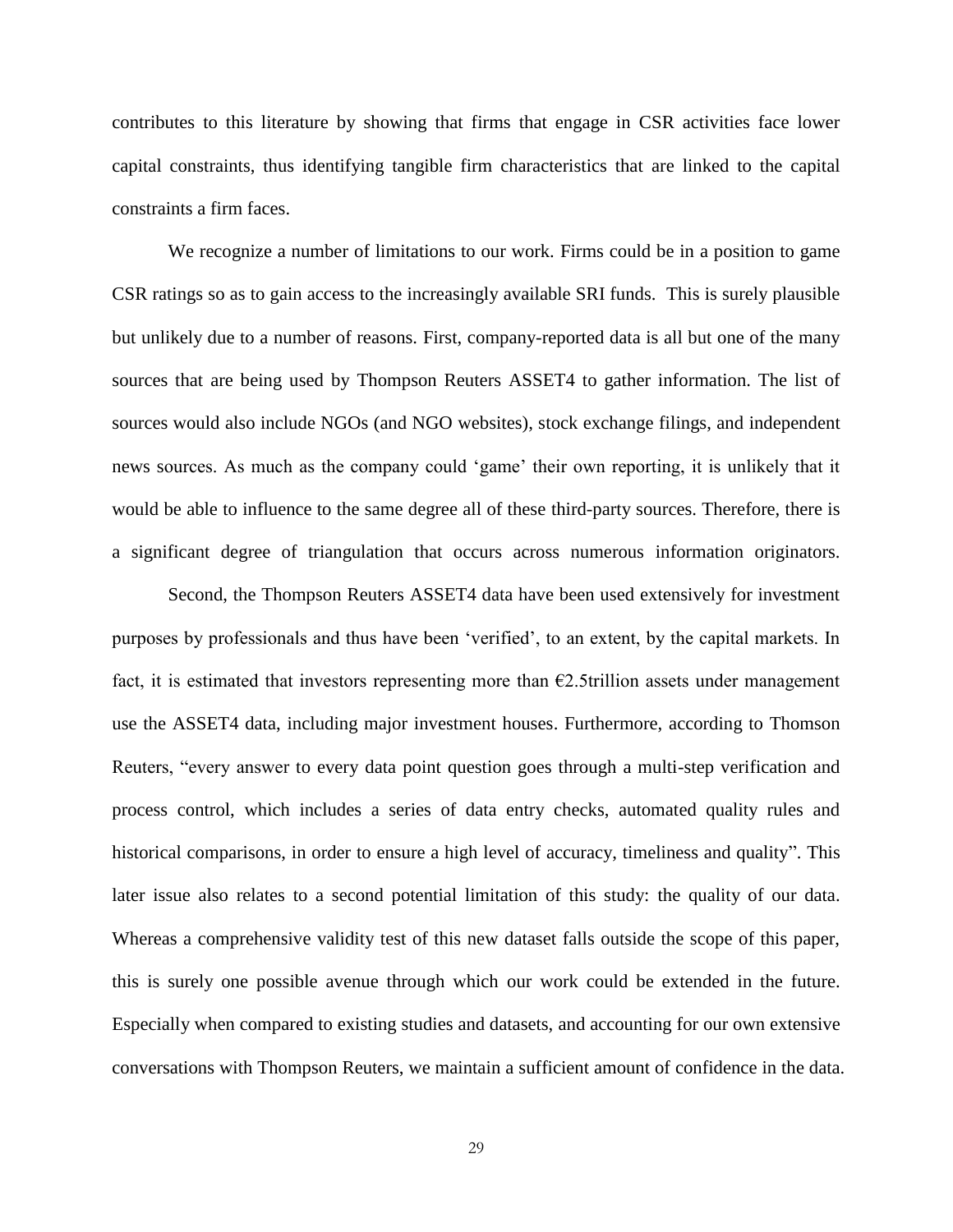contributes to this literature by showing that firms that engage in CSR activities face lower capital constraints, thus identifying tangible firm characteristics that are linked to the capital constraints a firm faces.

We recognize a number of limitations to our work. Firms could be in a position to game CSR ratings so as to gain access to the increasingly available SRI funds. This is surely plausible but unlikely due to a number of reasons. First, company-reported data is all but one of the many sources that are being used by Thompson Reuters ASSET4 to gather information. The list of sources would also include NGOs (and NGO websites), stock exchange filings, and independent news sources. As much as the company could 'game' their own reporting, it is unlikely that it would be able to influence to the same degree all of these third-party sources. Therefore, there is a significant degree of triangulation that occurs across numerous information originators.

Second, the Thompson Reuters ASSET4 data have been used extensively for investment purposes by professionals and thus have been 'verified', to an extent, by the capital markets. In fact, it is estimated that investors representing more than €2.5trillion assets under management use the ASSET4 data, including major investment houses. Furthermore, according to Thomson Reuters, "every answer to every data point question goes through a multi-step verification and process control, which includes a series of data entry checks, automated quality rules and historical comparisons, in order to ensure a high level of accuracy, timeliness and quality". This later issue also relates to a second potential limitation of this study: the quality of our data. Whereas a comprehensive validity test of this new dataset falls outside the scope of this paper, this is surely one possible avenue through which our work could be extended in the future. Especially when compared to existing studies and datasets, and accounting for our own extensive conversations with Thompson Reuters, we maintain a sufficient amount of confidence in the data.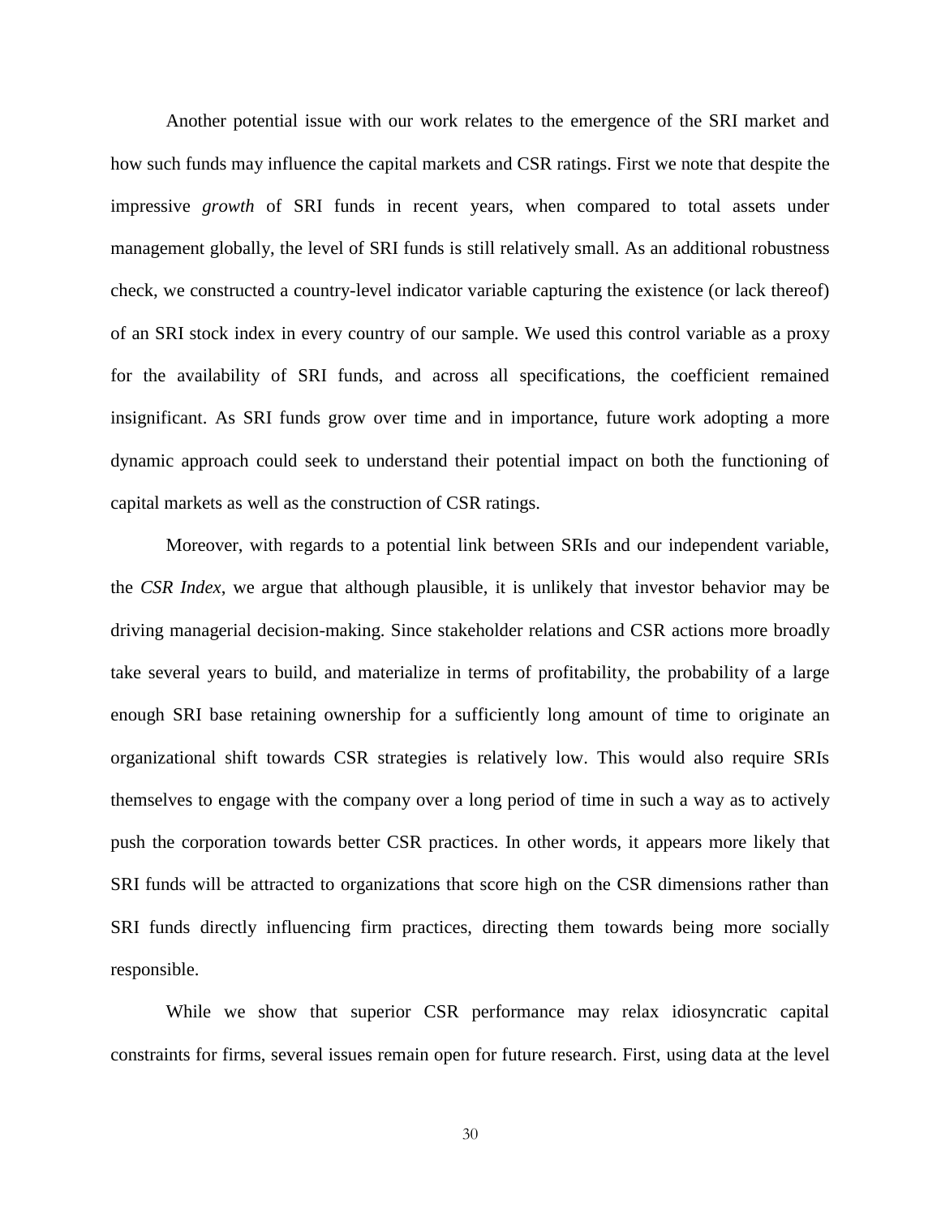Another potential issue with our work relates to the emergence of the SRI market and how such funds may influence the capital markets and CSR ratings. First we note that despite the impressive *growth* of SRI funds in recent years, when compared to total assets under management globally, the level of SRI funds is still relatively small. As an additional robustness check, we constructed a country-level indicator variable capturing the existence (or lack thereof) of an SRI stock index in every country of our sample. We used this control variable as a proxy for the availability of SRI funds, and across all specifications, the coefficient remained insignificant. As SRI funds grow over time and in importance, future work adopting a more dynamic approach could seek to understand their potential impact on both the functioning of capital markets as well as the construction of CSR ratings.

Moreover, with regards to a potential link between SRIs and our independent variable, the *CSR Index*, we argue that although plausible, it is unlikely that investor behavior may be driving managerial decision-making. Since stakeholder relations and CSR actions more broadly take several years to build, and materialize in terms of profitability, the probability of a large enough SRI base retaining ownership for a sufficiently long amount of time to originate an organizational shift towards CSR strategies is relatively low. This would also require SRIs themselves to engage with the company over a long period of time in such a way as to actively push the corporation towards better CSR practices. In other words, it appears more likely that SRI funds will be attracted to organizations that score high on the CSR dimensions rather than SRI funds directly influencing firm practices, directing them towards being more socially responsible.

While we show that superior CSR performance may relax idiosyncratic capital constraints for firms, several issues remain open for future research. First, using data at the level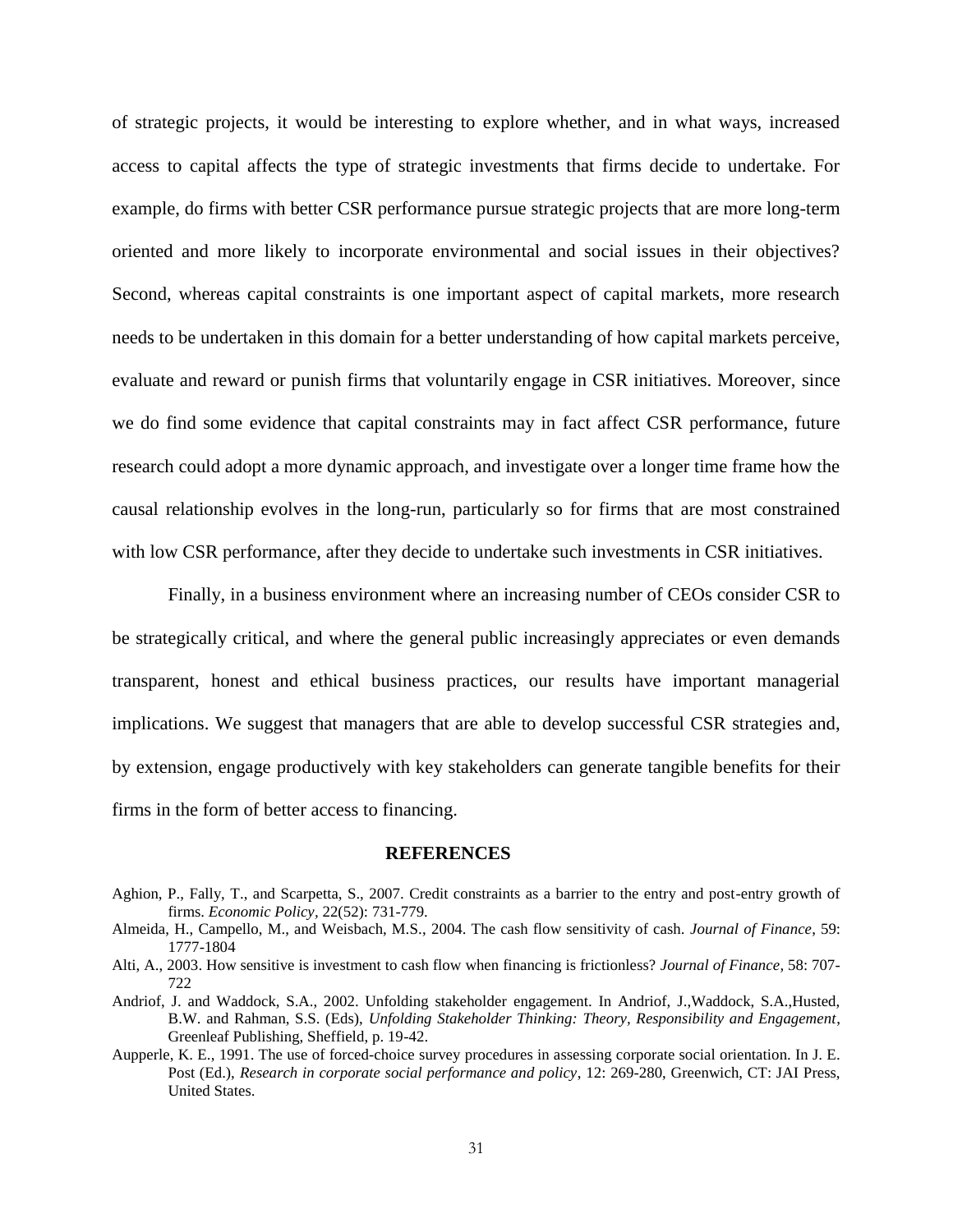of strategic projects, it would be interesting to explore whether, and in what ways, increased access to capital affects the type of strategic investments that firms decide to undertake. For example, do firms with better CSR performance pursue strategic projects that are more long-term oriented and more likely to incorporate environmental and social issues in their objectives? Second, whereas capital constraints is one important aspect of capital markets, more research needs to be undertaken in this domain for a better understanding of how capital markets perceive, evaluate and reward or punish firms that voluntarily engage in CSR initiatives. Moreover, since we do find some evidence that capital constraints may in fact affect CSR performance, future research could adopt a more dynamic approach, and investigate over a longer time frame how the causal relationship evolves in the long-run, particularly so for firms that are most constrained with low CSR performance, after they decide to undertake such investments in CSR initiatives.

Finally, in a business environment where an increasing number of CEOs consider CSR to be strategically critical, and where the general public increasingly appreciates or even demands transparent, honest and ethical business practices, our results have important managerial implications. We suggest that managers that are able to develop successful CSR strategies and, by extension, engage productively with key stakeholders can generate tangible benefits for their firms in the form of better access to financing.

## REFERENCES

Aghion, P., Fally, T., and Scarpetta, S., 2007. Credit constraints as a barrier to the entry and post-entry growth of firms. *Economic Policy*, 22(52): 731-779.

Almeida, H., Campello, M., and Weisbach, M.S., 2004. The cash flow sensitivity of cash. *Journal of Finance*, 59: 1777-1804

Alti, A., 2003. How sensitive is investment to cash flow when financing is frictionless? *Journal of Finance*, 58: 707-722

Andriof, J. and Waddock, S.A., 2002. Unfolding stakeholder engagement. In Andriof, J.,Waddock, S.A.,Husted, B.W. and Rahman, S.S. (Eds), *Unfolding Stakeholder Thinking: Theory, Responsibility and Engagement*, Greenleaf Publishing, Sheffield, p. 19-42.

Aupperle, K. E., 1991. The use of forced-choice survey procedures in assessing corporate social orientation. In J. E. Post (Ed.), *Research in corporate social performance and policy*, 12: 269-280, Greenwich, CT: JAI Press, United States.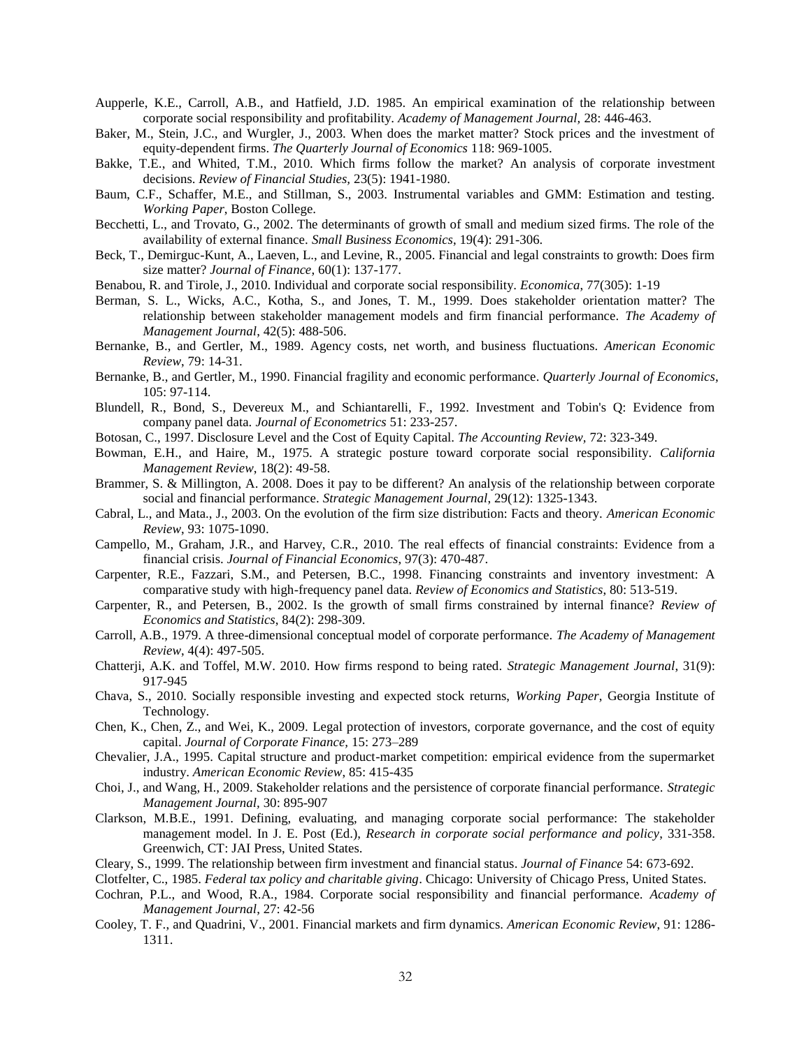Aupperle, K.E., Carroll, A.B., and Hatfield, J.D. 1985. An empirical examination of the relationship between corporate social responsibility and profitability. *Academy of Management Journal,* 28: 446-463.

Baker, M., Stein, J.C., and Wurgler, J., 2003. When does the market matter? Stock prices and the investment of equity-dependent firms. *The Quarterly Journal of Economics* 118: 969-1005.

Bakke, T.E., and Whited, T.M., 2010. Which firms follow the market? An analysis of corporate investment decisions. *Review of Financial Studies,* 23(5): 1941-1980.

Baum, C.F., Schaffer, M.E., and Stillman, S., 2003. Instrumental variables and GMM: Estimation and testing. *Working Paper*, Boston College.

Becchetti, L., and Trovato, G., 2002. The determinants of growth of small and medium sized firms. The role of the availability of external finance. *Small Business Economics*, 19(4): 291-306.

Beck, T., Demirguc-Kunt, A., Laeven, L., and Levine, R., 2005. Financial and legal constraints to growth: Does firm size matter? *Journal of Finance,* 60(1): 137-177.

Benabou, R. and Tirole, J., 2010. Individual and corporate social responsibility. *Economica*, 77(305): 1-19

Berman, S. L., Wicks, A.C., Kotha, S., and Jones, T. M., 1999. Does stakeholder orientation matter? The relationship between stakeholder management models and firm financial performance. *The Academy of Management Journal*, 42(5): 488-506.

Bernanke, B., and Gertler, M., 1989. Agency costs, net worth, and business fluctuations. *American Economic Review*, 79: 14-31.

Bernanke, B., and Gertler, M., 1990. Financial fragility and economic performance. *Quarterly Journal of Economics*, 105: 97-114.

Blundell, R., Bond, S., Devereux M., and Schiantarelli, F., 1992. Investment and Tobin's Q: Evidence from company panel data. *Journal of Econometrics* 51: 233-257.

Botosan, C., 1997. Disclosure Level and the Cost of Equity Capital. *The Accounting Review,* 72: 323-349.

Bowman, E.H., and Haire, M., 1975. A strategic posture toward corporate social responsibility. *California Management Review*, 18(2): 49-58.

Brammer, S. & Millington, A. 2008. Does it pay to be different? An analysis of the relationship between corporate social and financial performance. *Strategic Management Journal*, 29(12): 1325-1343.

Cabral, L., and Mata., J., 2003. On the evolution of the firm size distribution: Facts and theory. *American Economic Review*, 93: 1075-1090.

Campello, M., Graham, J.R., and Harvey, C.R., 2010. The real effects of financial constraints: Evidence from a financial crisis. *Journal of Financial Economics*, 97(3): 470-487.

Carpenter, R.E., Fazzari, S.M., and Petersen, B.C., 1998. Financing constraints and inventory investment: A comparative study with high-frequency panel data. *Review of Economics and Statistics*, 80: 513-519.

Carpenter, R., and Petersen, B., 2002. Is the growth of small firms constrained by internal finance? *Review of Economics and Statistics*, 84(2): 298-309.

Carroll, A.B., 1979. A three-dimensional conceptual model of corporate performance. *The Academy of Management Review*, 4(4): 497-505.

Chatterji, A.K. and Toffel, M.W. 2010. How firms respond to being rated. *Strategic Management Journal*, 31(9): 917-945

Chava, S., 2010. Socially responsible investing and expected stock returns, *Working Paper*, Georgia Institute of Technology.

Chen, K., Chen, Z., and Wei, K., 2009. Legal protection of investors, corporate governance, and the cost of equity capital. *Journal of Corporate Finance,* 15: 273–289

Chevalier, J.A., 1995. Capital structure and product-market competition: empirical evidence from the supermarket industry. *American Economic Review,* 85: 415-435

Choi, J., and Wang, H., 2009. Stakeholder relations and the persistence of corporate financial performance. *Strategic Management Journal,* 30: 895-907

Clarkson, M.B.E., 1991. Defining, evaluating, and managing corporate social performance: The stakeholder management model. In J. E. Post (Ed.), *Research in corporate social performance and policy*, 331-358. Greenwich, CT: JAI Press, United States.

Cleary, S., 1999. The relationship between firm investment and financial status. *Journal of Finance* 54: 673-692.

Clotfelter, C., 1985. *Federal tax policy and charitable giving*. Chicago: University of Chicago Press, United States.

Cochran, P.L., and Wood, R.A., 1984. Corporate social responsibility and financial performance. *Academy of Management Journal*, 27: 42-56

Cooley, T. F., and Quadrini, V., 2001. Financial markets and firm dynamics. *American Economic Review*, 91: 1286-1311.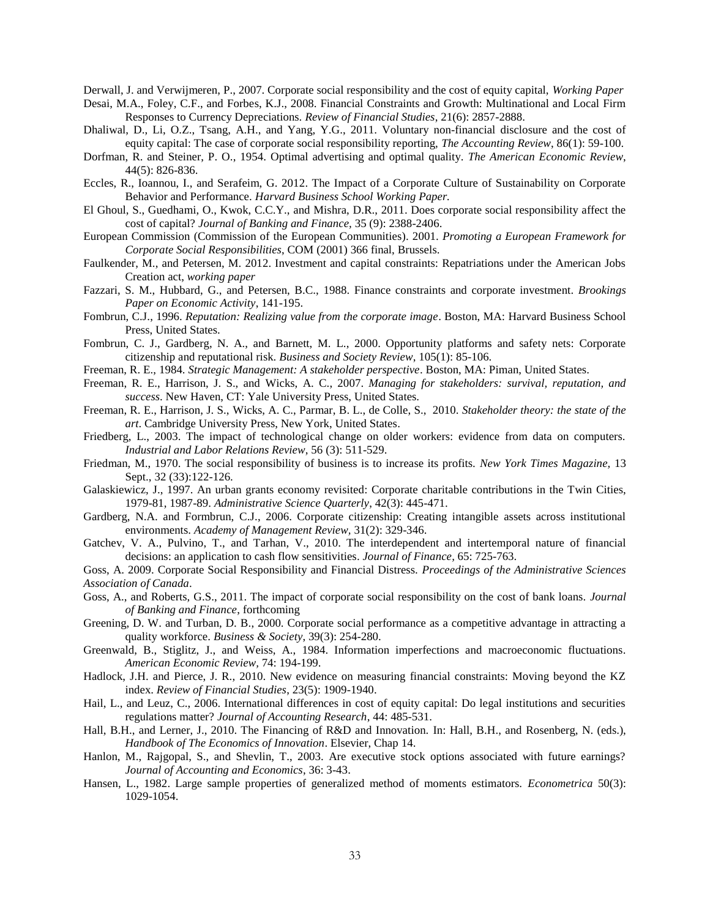Derwall, J. and Verwijmeren, P., 2007. Corporate social responsibility and the cost of equity capital, *Working Paper*

Desai, M.A., Foley, C.F., and Forbes, K.J., 2008. Financial Constraints and Growth: Multinational and Local Firm Responses to Currency Depreciations. *Review of Financial Studies*, 21(6): 2857-2888.

Dhaliwal, D., Li, O.Z., Tsang, A.H., and Yang, Y.G., 2011. Voluntary non-financial disclosure and the cost of equity capital: The case of corporate social responsibility reporting, *The Accounting Review*, 86(1): 59-100.

Dorfman, R. and Steiner, P. O., 1954. Optimal advertising and optimal quality. *The American Economic Review*, 44(5): 826-836.

Eccles, R., Ioannou, I., and Serafeim, G. 2012. The Impact of a Corporate Culture of Sustainability on Corporate Behavior and Performance. *Harvard Business School Working Paper.*

El Ghoul, S., Guedhami, O., Kwok, C.C.Y., and Mishra, D.R., 2011. Does corporate social responsibility affect the cost of capital? *Journal of Banking and Finance,* 35 (9): 2388-2406.

European Commission (Commission of the European Communities). 2001. *Promoting a European Framework for Corporate Social Responsibilities*, COM (2001) 366 final, Brussels.

Faulkender, M., and Petersen, M. 2012. Investment and capital constraints: Repatriations under the American Jobs Creation act, *working paper*

Fazzari, S. M., Hubbard, G., and Petersen, B.C., 1988. Finance constraints and corporate investment. *Brookings Paper on Economic Activity*, 141-195.

Fombrun, C.J., 1996. *Reputation: Realizing value from the corporate image*. Boston, MA: Harvard Business School Press, United States.

Fombrun, C. J., Gardberg, N. A., and Barnett, M. L., 2000. Opportunity platforms and safety nets: Corporate citizenship and reputational risk. *Business and Society Review*, 105(1): 85-106.

Freeman, R. E., 1984. *Strategic Management: A stakeholder perspective*. Boston, MA: Piman, United States.

Freeman, R. E., Harrison, J. S., and Wicks, A. C., 2007. *Managing for stakeholders: survival, reputation, and success*. New Haven, CT: Yale University Press, United States.

Freeman, R. E., Harrison, J. S., Wicks, A. C., Parmar, B. L., de Colle, S., 2010. *Stakeholder theory: the state of the art*. Cambridge University Press, New York, United States.

Friedberg, L., 2003. The impact of technological change on older workers: evidence from data on computers. *Industrial and Labor Relations Review*, 56 (3): 511-529.

Friedman, M., 1970. The social responsibility of business is to increase its profits. *New York Times Magazine,* 13 Sept., 32 (33):122-126.

Galaskiewicz, J., 1997. An urban grants economy revisited: Corporate charitable contributions in the Twin Cities, 1979-81, 1987-89. *Administrative Science Quarterly*, 42(3): 445-471.

Gardberg, N.A. and Formbrun, C.J., 2006. Corporate citizenship: Creating intangible assets across institutional environments. *Academy of Management Review,* 31(2): 329-346.

Gatchev, V. A., Pulvino, T., and Tarhan, V., 2010. The interdependent and intertemporal nature of financial decisions: an application to cash flow sensitivities. *Journal of Finance,* 65: 725-763.

Goss, A. 2009. Corporate Social Responsibility and Financial Distress. *Proceedings of the Administrative Sciences Association of Canada*.

Goss, A., and Roberts, G.S., 2011. The impact of corporate social responsibility on the cost of bank loans. *Journal of Banking and Finance*, forthcoming

Greening, D. W. and Turban, D. B., 2000. Corporate social performance as a competitive advantage in attracting a quality workforce. *Business & Society*, 39(3): 254-280.

Greenwald, B., Stiglitz, J., and Weiss, A., 1984. Information imperfections and macroeconomic fluctuations. *American Economic Review*, 74: 194-199.

Hadlock, J.H. and Pierce, J. R., 2010. New evidence on measuring financial constraints: Moving beyond the KZ index. *Review of Financial Studies*, 23(5): 1909-1940.

Hail, L., and Leuz, C., 2006. International differences in cost of equity capital: Do legal institutions and securities regulations matter? *Journal of Accounting Research*, 44: 485-531.

Hall, B.H., and Lerner, J., 2010. The Financing of R&D and Innovation. In: Hall, B.H., and Rosenberg, N. (eds.), *Handbook of The Economics of Innovation*. Elsevier, Chap 14.

Hanlon, M., Rajgopal, S., and Shevlin, T., 2003. Are executive stock options associated with future earnings? *Journal of Accounting and Economics*, 36: 3-43.

Hansen, L., 1982. Large sample properties of generalized method of moments estimators. *Econometrica* 50(3): 1029-1054.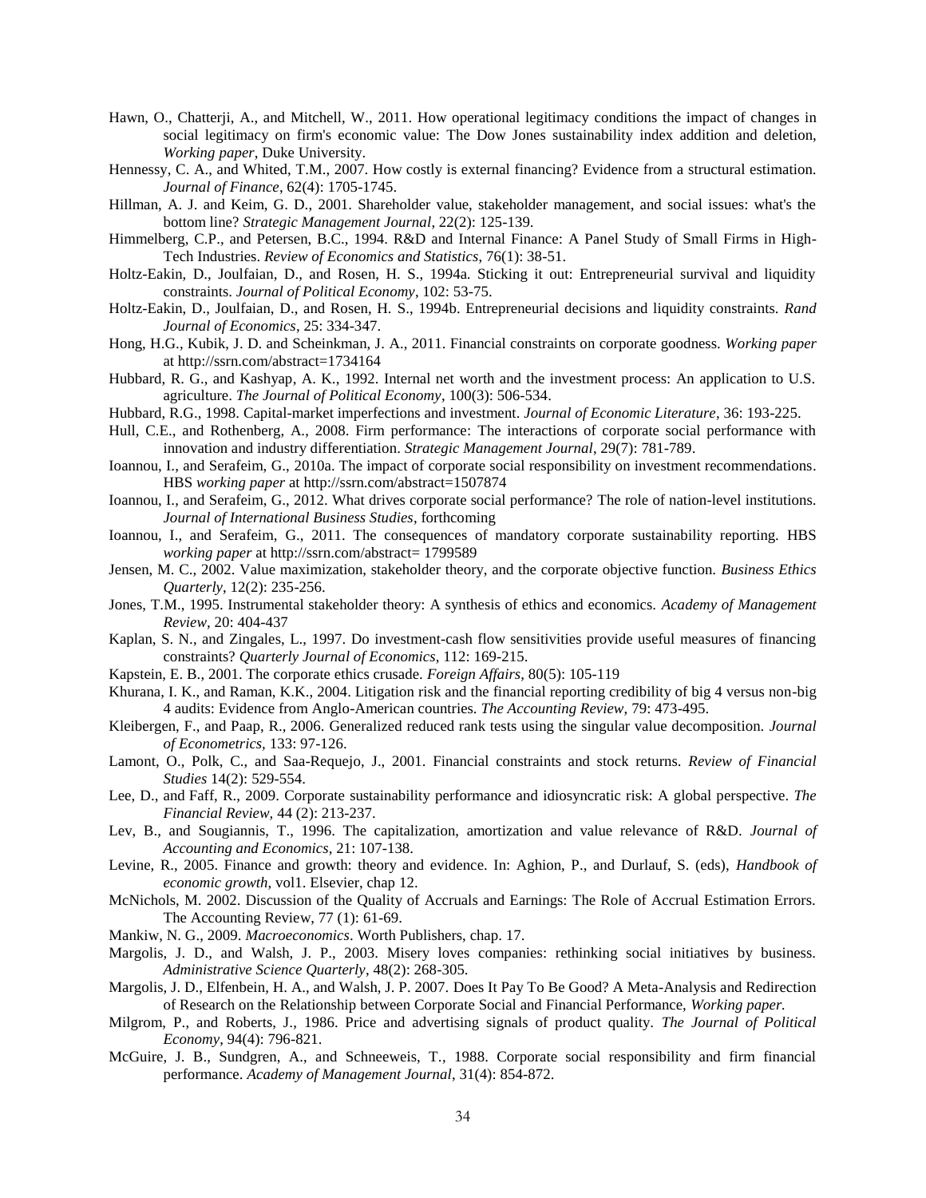Hawn, O., Chatterji, A., and Mitchell, W., 2011. How operational legitimacy conditions the impact of changes in social legitimacy on firm's economic value: The Dow Jones sustainability index addition and deletion, *Working paper*, Duke University.

Hennessy, C. A., and Whited, T.M., 2007. How costly is external financing? Evidence from a structural estimation. *Journal of Finance*, 62(4): 1705-1745.

Hillman, A. J. and Keim, G. D., 2001. Shareholder value, stakeholder management, and social issues: what's the bottom line? *Strategic Management Journal*, 22(2): 125-139.

Himmelberg, C.P., and Petersen, B.C., 1994. R&D and Internal Finance: A Panel Study of Small Firms in High-Tech Industries. *Review of Economics and Statistics*, 76(1): 38-51.

Holtz-Eakin, D., Joulfaian, D., and Rosen, H. S., 1994a. Sticking it out: Entrepreneurial survival and liquidity constraints. *Journal of Political Economy*, 102: 53-75.

Holtz-Eakin, D., Joulfaian, D., and Rosen, H. S., 1994b. Entrepreneurial decisions and liquidity constraints. *Rand Journal of Economics*, 25: 334-347.

Hong, H.G., Kubik, J. D. and Scheinkman, J. A., 2011. Financial constraints on corporate goodness. *Working paper* at http://ssrn.com/abstract=1734164

Hubbard, R. G., and Kashyap, A. K., 1992. Internal net worth and the investment process: An application to U.S. agriculture. *The Journal of Political Economy*, 100(3): 506-534.

Hubbard, R.G., 1998. Capital-market imperfections and investment. *Journal of Economic Literature*, 36: 193-225.

Hull, C.E., and Rothenberg, A., 2008. Firm performance: The interactions of corporate social performance with innovation and industry differentiation. *Strategic Management Journal*, 29(7): 781-789.

Ioannou, I., and Serafeim, G., 2010a. The impact of corporate social responsibility on investment recommendations. HBS *working paper* at http://ssrn.com/abstract=1507874

Ioannou, I., and Serafeim, G., 2012. What drives corporate social performance? The role of nation-level institutions. *Journal of International Business Studies*, forthcoming

Ioannou, I., and Serafeim, G., 2011. The consequences of mandatory corporate sustainability reporting. HBS *working paper* at http://ssrn.com/abstract= 1799589

Jensen, M. C., 2002. Value maximization, stakeholder theory, and the corporate objective function. *Business Ethics Quarterly*, 12(2): 235-256.

Jones, T.M., 1995. Instrumental stakeholder theory: A synthesis of ethics and economics. *Academy of Management Review*, 20: 404-437

Kaplan, S. N., and Zingales, L., 1997. Do investment-cash flow sensitivities provide useful measures of financing constraints? *Quarterly Journal of Economics*, 112: 169-215.

Kapstein, E. B., 2001. The corporate ethics crusade. *Foreign Affairs*, 80(5): 105-119

Khurana, I. K., and Raman, K.K., 2004. Litigation risk and the financial reporting credibility of big 4 versus non-big 4 audits: Evidence from Anglo-American countries. *The Accounting Review*, 79: 473-495.

Kleibergen, F., and Paap, R., 2006. Generalized reduced rank tests using the singular value decomposition. *Journal of Econometrics*, 133: 97-126.

Lamont, O., Polk, C., and Saa-Requejo, J., 2001. Financial constraints and stock returns. *Review of Financial Studies* 14(2): 529-554.

Lee, D., and Faff, R., 2009. Corporate sustainability performance and idiosyncratic risk: A global perspective. *The Financial Review*, 44 (2): 213-237.

Lev, B., and Sougiannis, T., 1996. The capitalization, amortization and value relevance of R&D. *Journal of Accounting and Economics*, 21: 107-138.

Levine, R., 2005. Finance and growth: theory and evidence. In: Aghion, P., and Durlauf, S. (eds), *Handbook of economic growth*, vol1. Elsevier, chap 12.

McNichols, M. 2002. Discussion of the Quality of Accruals and Earnings: The Role of Accrual Estimation Errors. The Accounting Review, 77 (1): 61-69.

Mankiw, N. G., 2009. *Macroeconomics*. Worth Publishers, chap. 17.

Margolis, J. D., and Walsh, J. P., 2003. Misery loves companies: rethinking social initiatives by business. *Administrative Science Quarterly*, 48(2): 268-305.

Margolis, J. D., Elfenbein, H. A., and Walsh, J. P. 2007. Does It Pay To Be Good? A Meta-Analysis and Redirection of Research on the Relationship between Corporate Social and Financial Performance, *Working paper.*

Milgrom, P., and Roberts, J., 1986. Price and advertising signals of product quality. *The Journal of Political Economy*, 94(4): 796-821.

McGuire, J. B., Sundgren, A., and Schneeweis, T., 1988. Corporate social responsibility and firm financial performance. *Academy of Management Journal*, 31(4): 854-872.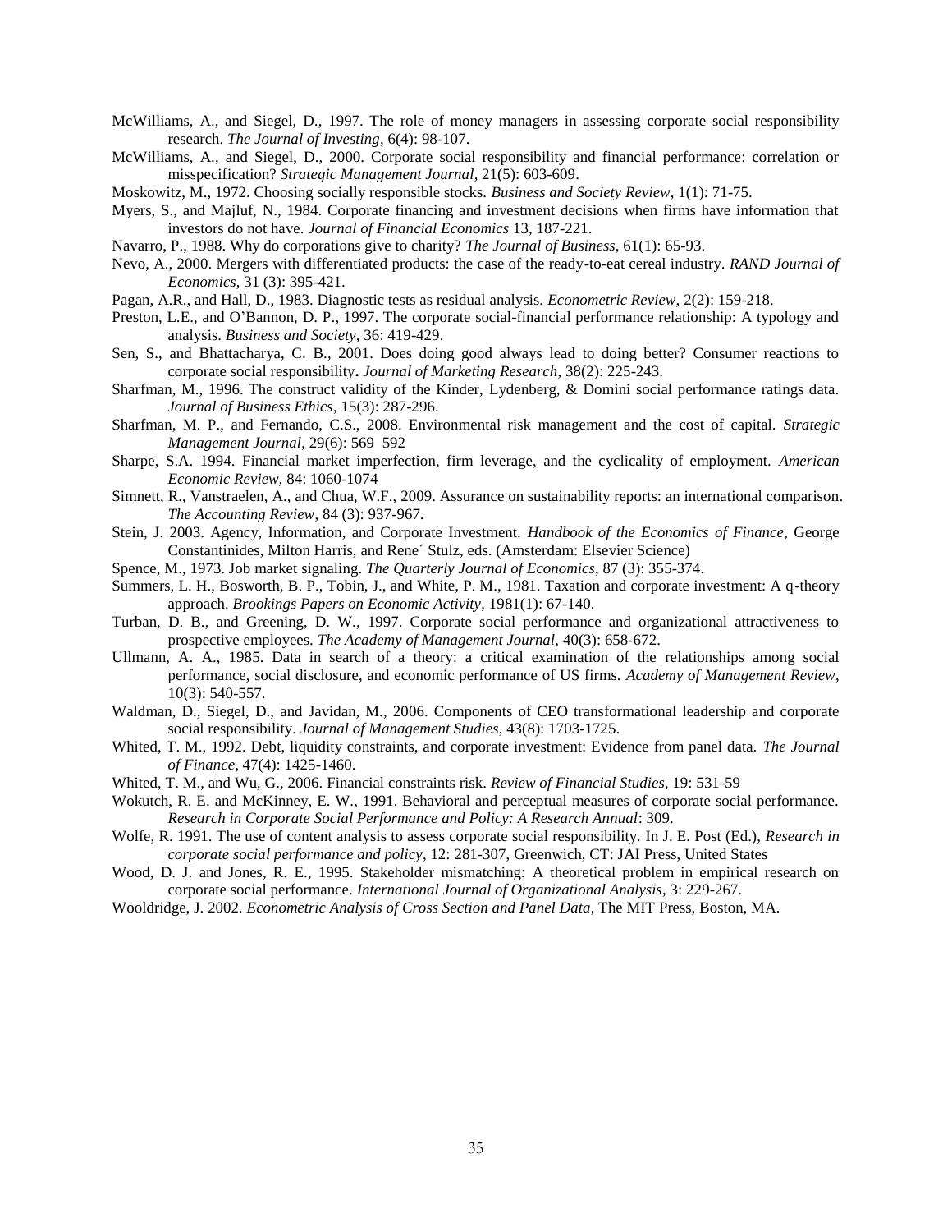McWilliams, A., and Siegel, D., 1997. The role of money managers in assessing corporate social responsibility research. *The Journal of Investing*, 6(4): 98-107.

McWilliams, A., and Siegel, D., 2000. Corporate social responsibility and financial performance: correlation or misspecification? *Strategic Management Journal*, 21(5): 603-609.

Moskowitz, M., 1972. Choosing socially responsible stocks. *Business and Society Review*, 1(1): 71-75.

Myers, S., and Majluf, N., 1984. Corporate financing and investment decisions when firms have information that investors do not have. *Journal of Financial Economics* 13, 187-221.

Navarro, P., 1988. Why do corporations give to charity? *The Journal of Business*, 61(1): 65-93.

Nevo, A., 2000. Mergers with differentiated products: the case of the ready-to-eat cereal industry. *RAND Journal of Economics*, 31 (3): 395-421.

Pagan, A.R., and Hall, D., 1983. Diagnostic tests as residual analysis. *Econometric Review*, 2(2): 159-218.

Preston, L.E., and O'Bannon, D. P., 1997. The corporate social-financial performance relationship: A typology and analysis. *Business and Society*, 36: 419-429.

Sen, S., and Bhattacharya, C. B., 2001. Does doing good always lead to doing better? Consumer reactions to corporate social responsibility. *Journal of Marketing Research*, 38(2): 225-243.

Sharfman, M., 1996. The construct validity of the Kinder, Lydenberg, & Domini social performance ratings data. *Journal of Business Ethics*, 15(3): 287-296.

Sharfman, M. P., and Fernando, C.S., 2008. Environmental risk management and the cost of capital. *Strategic Management Journal*, 29(6): 569–592

Sharpe, S.A. 1994. Financial market imperfection, firm leverage, and the cyclicality of employment. *American Economic Review*, 84: 1060-1074

Simnett, R., Vanstraelen, A., and Chua, W.F., 2009. Assurance on sustainability reports: an international comparison. *The Accounting Review*, 84 (3): 937-967.

Stein, J. 2003. Agency, Information, and Corporate Investment. *Handbook of the Economics of Finance*, George Constantinides, Milton Harris, and Rene´ Stulz, eds. (Amsterdam: Elsevier Science)

Spence, M., 1973. Job market signaling. *The Quarterly Journal of Economics*, 87 (3): 355-374.

Summers, L. H., Bosworth, B. P., Tobin, J., and White, P. M., 1981. Taxation and corporate investment: A q-theory approach. *Brookings Papers on Economic Activity*, 1981(1): 67-140.

Turban, D. B., and Greening, D. W., 1997. Corporate social performance and organizational attractiveness to prospective employees. *The Academy of Management Journal*, 40(3): 658-672.

Ullmann, A. A., 1985. Data in search of a theory: a critical examination of the relationships among social performance, social disclosure, and economic performance of US firms. *Academy of Management Review*, 10(3): 540-557.

Waldman, D., Siegel, D., and Javidan, M., 2006. Components of CEO transformational leadership and corporate social responsibility. *Journal of Management Studies*, 43(8): 1703-1725.

Whited, T. M., 1992. Debt, liquidity constraints, and corporate investment: Evidence from panel data. *The Journal of Finance*, 47(4): 1425-1460.

Whited, T. M., and Wu, G., 2006. Financial constraints risk. *Review of Financial Studies*, 19: 531-59

Wokutch, R. E. and McKinney, E. W., 1991. Behavioral and perceptual measures of corporate social performance. *Research in Corporate Social Performance and Policy: A Research Annual*: 309.

Wolfe, R. 1991. The use of content analysis to assess corporate social responsibility. In J. E. Post (Ed.), *Research in corporate social performance and policy*, 12: 281-307, Greenwich, CT: JAI Press, United States

Wood, D. J. and Jones, R. E., 1995. Stakeholder mismatching: A theoretical problem in empirical research on corporate social performance. *International Journal of Organizational Analysis*, 3: 229-267.

Wooldridge, J. 2002. *Econometric Analysis of Cross Section and Panel Data*, The MIT Press, Boston, MA.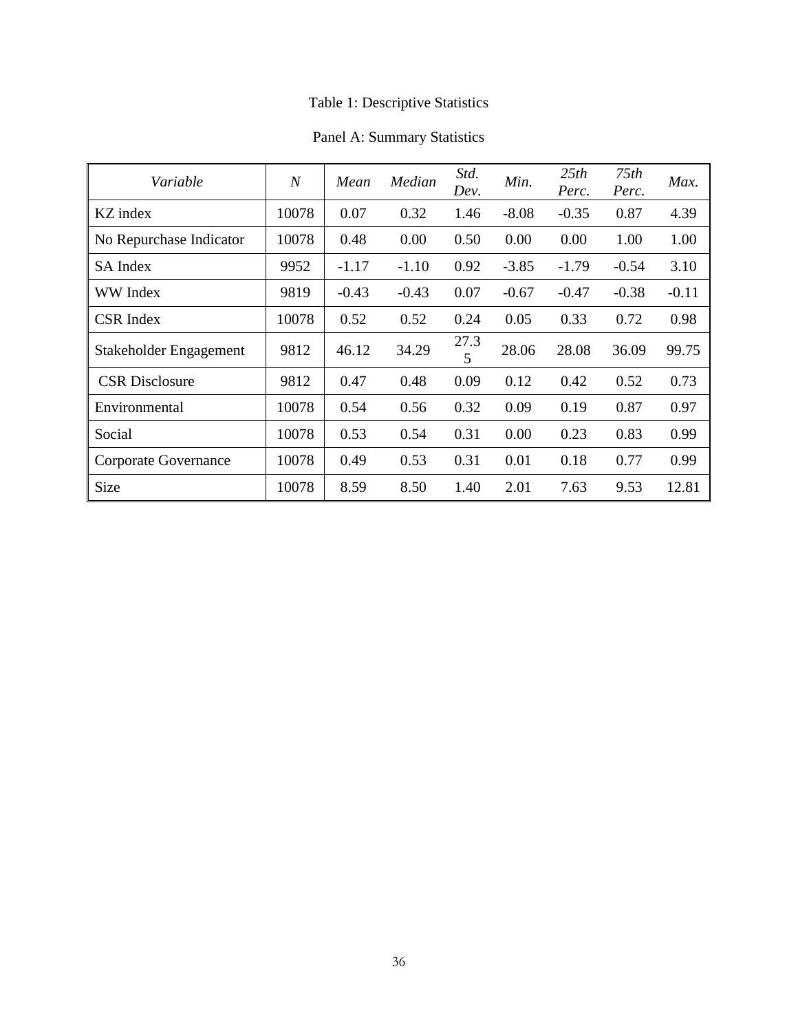Table 1: Descriptive Statistics

Panel A: Summary Statistics

| *Variable* | *N* | *Mean* | *Median* | *Std. Dev.* | *Min.* | *25th Perc.* | *75th Perc.* | *Max.* |
|---|---|---|---|---|---|---|---|---|
| KZ index | 10078 | 0.07 | 0.32 | 1.46 | -8.08 | -0.35 | 0.87 | 4.39 |
| No Repurchase Indicator | 10078 | 0.48 | 0.00 | 0.50 | 0.00 | 0.00 | 1.00 | 1.00 |
| SA Index | 9952 | -1.17 | -1.10 | 0.92 | -3.85 | -1.79 | -0.54 | 3.10 |
| WW Index | 9819 | -0.43 | -0.43 | 0.07 | -0.67 | -0.47 | -0.38 | -0.11 |
| CSR Index | 10078 | 0.52 | 0.52 | 0.24 | 0.05 | 0.33 | 0.72 | 0.98 |
| Stakeholder Engagement | 9812 | 46.12 | 34.29 | 27.35 | 28.06 | 28.08 | 36.09 | 99.75 |
| CSR Disclosure | 9812 | 0.47 | 0.48 | 0.09 | 0.12 | 0.42 | 0.52 | 0.73 |
| Environmental | 10078 | 0.54 | 0.56 | 0.32 | 0.09 | 0.19 | 0.87 | 0.97 |
| Social | 10078 | 0.53 | 0.54 | 0.31 | 0.00 | 0.23 | 0.83 | 0.99 |
| Corporate Governance | 10078 | 0.49 | 0.53 | 0.31 | 0.01 | 0.18 | 0.77 | 0.99 |
| Size | 10078 | 8.59 | 8.50 | 1.40 | 2.01 | 7.63 | 9.53 | 12.81 |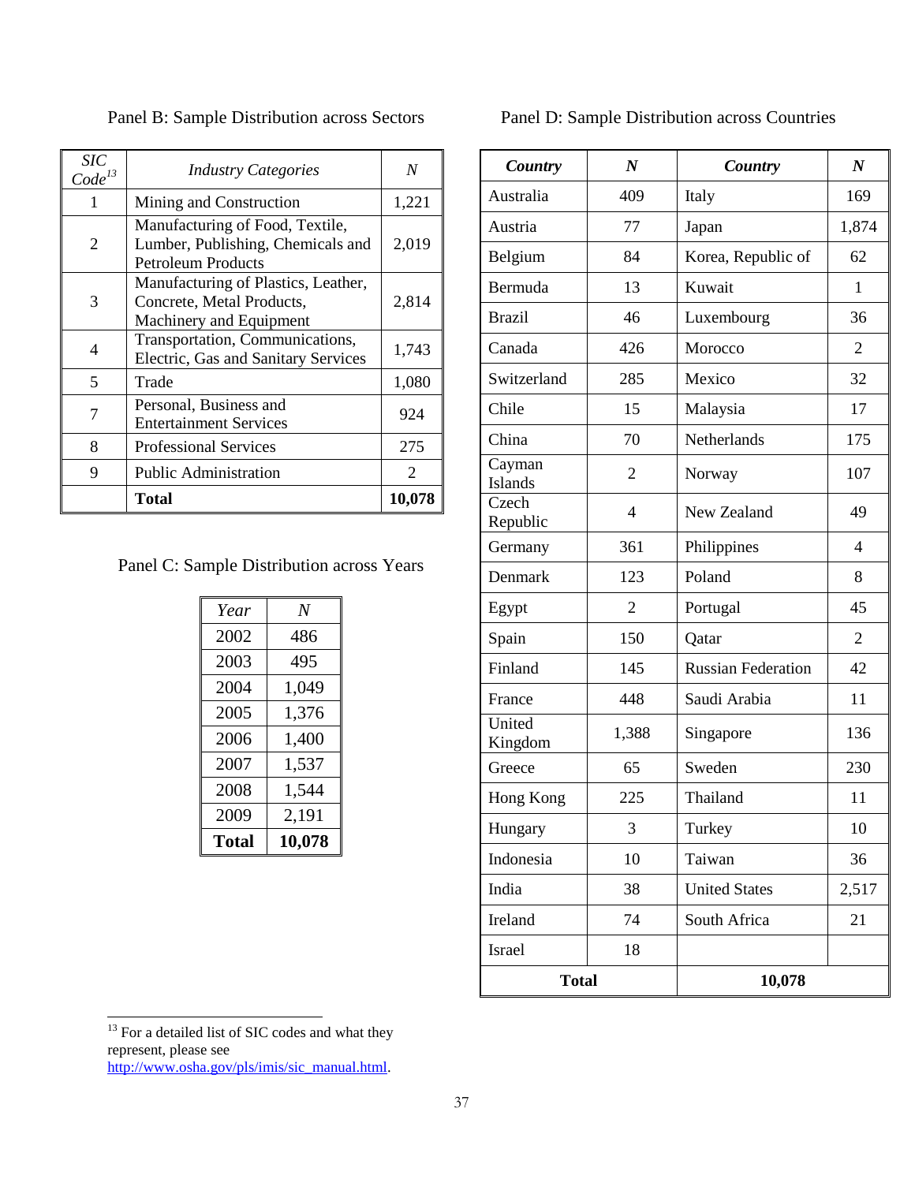Panel B: Sample Distribution across Sectors

| *SIC Code*[13] | *Industry Categories* | *N* |
|---|---|---|
| 1 | Mining and Construction | 1,221 |
| 2 | Manufacturing of Food, Textile, Lumber, Publishing, Chemicals and Petroleum Products | 2,019 |
| 3 | Manufacturing of Plastics, Leather, Concrete, Metal Products, Machinery and Equipment | 2,814 |
| 4 | Transportation, Communications, Electric, Gas and Sanitary Services | 1,743 |
| 5 | Trade | 1,080 |
| 7 | Personal, Business and Entertainment Services | 924 |
| 8 | Professional Services | 275 |
| 9 | Public Administration | 2 |
| | **Total** | **10,078** |

Panel C: Sample Distribution across Years

| *Year* | *N* |
|---|---|
| 2002 | 486 |
| 2003 | 495 |
| 2004 | 1,049 |
| 2005 | 1,376 |
| 2006 | 1,400 |
| 2007 | 1,537 |
| 2008 | 1,544 |
| 2009 | 2,191 |
| **Total** | **10,078** |

Panel D: Sample Distribution across Countries

| ***Country*** | ***N*** | ***Country*** | ***N*** |
|---|---|---|---|
| Australia | 409 | Italy | 169 |
| Austria | 77 | Japan | 1,874 |
| Belgium | 84 | Korea, Republic of | 62 |
| Bermuda | 13 | Kuwait | 1 |
| Brazil | 46 | Luxembourg | 36 |
| Canada | 426 | Morocco | 2 |
| Switzerland | 285 | Mexico | 32 |
| Chile | 15 | Malaysia | 17 |
| China | 70 | Netherlands | 175 |
| Cayman Islands | 2 | Norway | 107 |
| Czech Republic | 4 | New Zealand | 49 |
| Germany | 361 | Philippines | 4 |
| Denmark | 123 | Poland | 8 |
| Egypt | 2 | Portugal | 45 |
| Spain | 150 | Qatar | 2 |
| Finland | 145 | Russian Federation | 42 |
| France | 448 | Saudi Arabia | 11 |
| United Kingdom | 1,388 | Singapore | 136 |
| Greece | 65 | Sweden | 230 |
| Hong Kong | 225 | Thailand | 11 |
| Hungary | 3 | Turkey | 10 |
| Indonesia | 10 | Taiwan | 36 |
| India | 38 | United States | 2,517 |
| Ireland | 74 | South Africa | 21 |
| Israel | 18 | | |
| **Total** | | **10,078** | |

[13] For a detailed list of SIC codes and what they represent, please see http://www.osha.gov/pls/imis/sic_manual.html.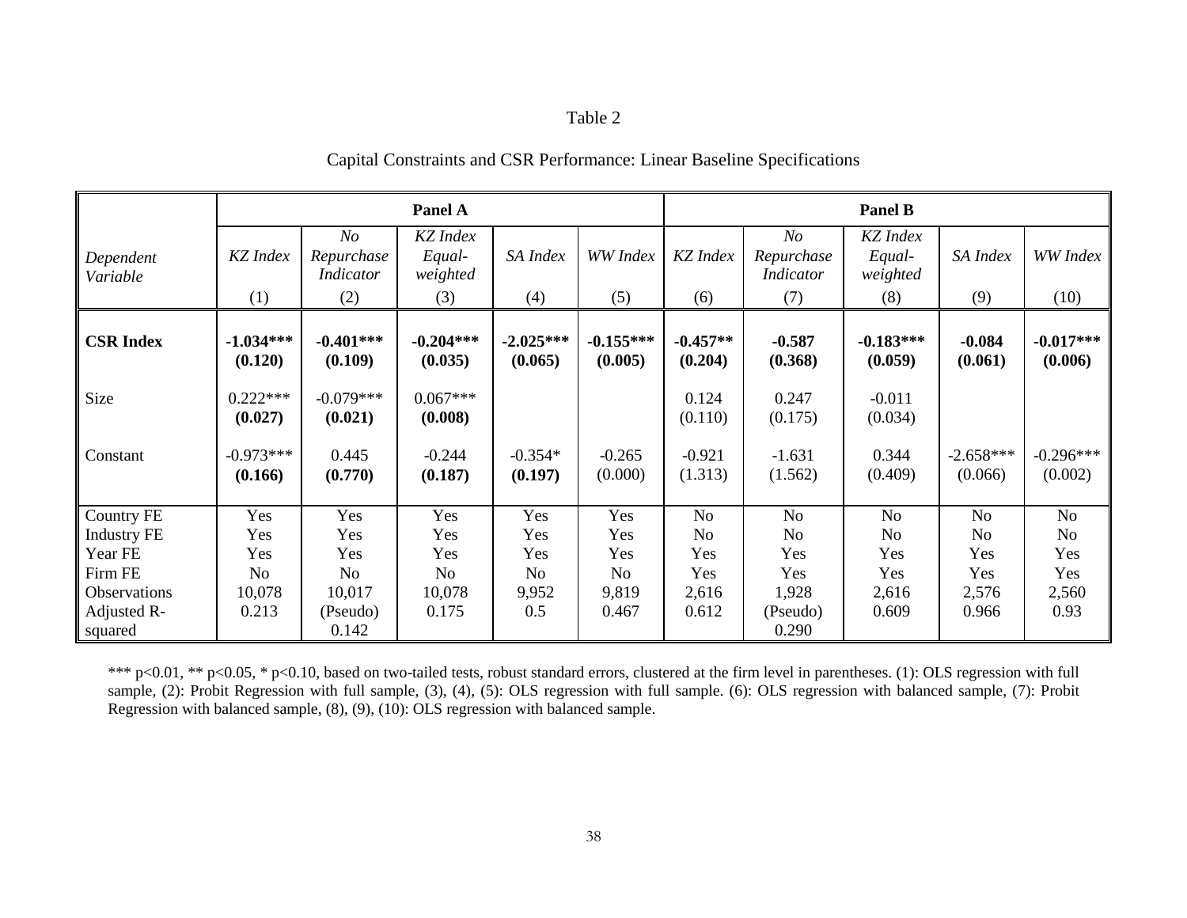Table 2

Capital Constraints and CSR Performance: Linear Baseline Specifications

| | Panel A | | | | | Panel B | | | | |
|---|---|---|---|---|---|---|---|---|---|---|
| *Dependent Variable* | *KZ Index* | *No Repurchase Indicator* | *KZ Index Equal-weighted* | *SA Index* | *WW Index* | *KZ Index* | *No Repurchase Indicator* | *KZ Index Equal-weighted* | *SA Index* | *WW Index* |
| | (1) | (2) | (3) | (4) | (5) | (6) | (7) | (8) | (9) | (10) |
| **CSR Index** | **-1.034*****<br>**(0.120)** | **-0.401*****<br>**(0.109)** | **-0.204*****<br>**(0.035)** | **-2.025*****<br>**(0.065)** | **-0.155*****<br>**(0.005)** | **-0.457****<br>**(0.204)** | **-0.587**<br>**(0.368)** | **-0.183*****<br>**(0.059)** | **-0.084**<br>**(0.061)** | **-0.017*****<br>**(0.006)** |
| Size | 0.222***<br>**(0.027)** | -0.079***<br>**(0.021)** | 0.067***<br>**(0.008)** | | | 0.124<br>(0.110) | 0.247<br>(0.175) | -0.011<br>(0.034) | | |
| Constant | -0.973***<br>**(0.166)** | 0.445<br>**(0.770)** | -0.244<br>**(0.187)** | -0.354*<br>**(0.197)** | -0.265<br>(0.000) | -0.921<br>(1.313) | -1.631<br>(1.562) | 0.344<br>(0.409) | -2.658***<br>(0.066) | -0.296***<br>(0.002) |
| Country FE | Yes | Yes | Yes | Yes | Yes | No | No | No | No | No |
| Industry FE | Yes | Yes | Yes | Yes | Yes | No | No | No | No | No |
| Year FE | Yes | Yes | Yes | Yes | Yes | Yes | Yes | Yes | Yes | Yes |
| Firm FE | No | No | No | No | No | Yes | Yes | Yes | Yes | Yes |
| Observations | 10,078 | 10,017 | 10,078 | 9,952 | 9,819 | 2,616 | 1,928 | 2,616 | 2,576 | 2,560 |
| Adjusted R-squared | 0.213 | (Pseudo) 0.142 | 0.175 | 0.5 | 0.467 | 0.612 | (Pseudo) 0.290 | 0.609 | 0.966 | 0.93 |

*** p<0.01, ** p<0.05, * p<0.10, based on two-tailed tests, robust standard errors, clustered at the firm level in parentheses. (1): OLS regression with full sample, (2): Probit Regression with full sample, (3), (4), (5): OLS regression with full sample. (6): OLS regression with balanced sample, (7): Probit Regression with balanced sample, (8), (9), (10): OLS regression with balanced sample.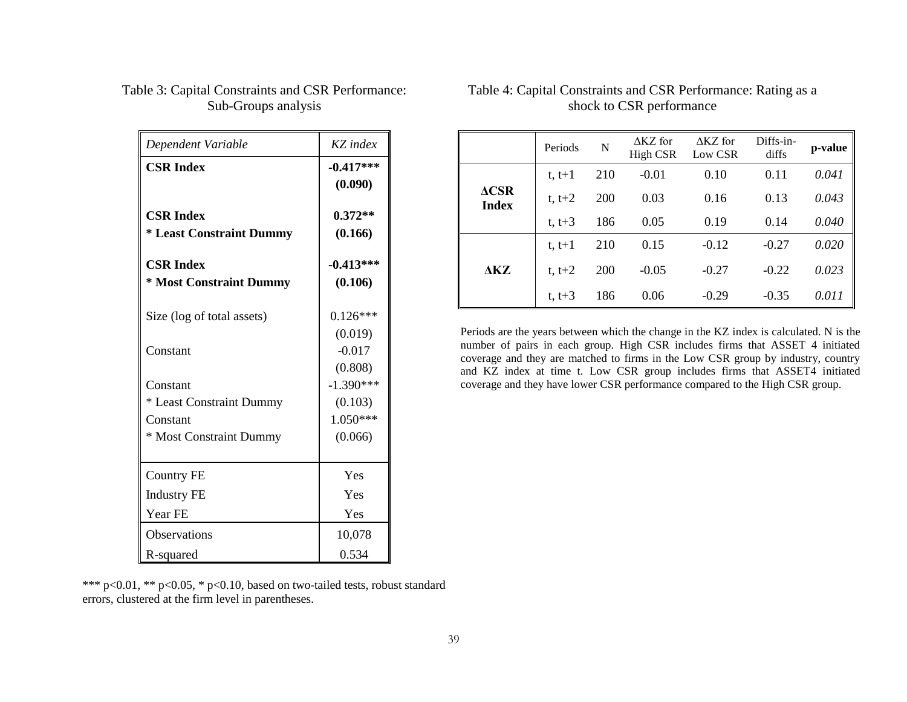Table 3: Capital Constraints and CSR Performance: Sub-Groups analysis

| *Dependent Variable* | *KZ index* |
|---|---|
| **CSR Index** | **-0.417*****<br>**(0.090)** |
| **CSR Index**<br>*** Least Constraint Dummy** | **0.372****<br>**(0.166)** |
| **CSR Index**<br>*** Most Constraint Dummy** | **-0.413*****<br>**(0.106)** |
| Size (log of total assets) | 0.126***<br>(0.019) |
| Constant | -0.017<br>(0.808) |
| Constant<br>* Least Constraint Dummy | -1.390***<br>(0.103) |
| Constant<br>* Most Constraint Dummy | 1.050***<br>(0.066) |
| Country FE | Yes |
| Industry FE | Yes |
| Year FE | Yes |
| Observations | 10,078 |
| R-squared | 0.534 |

*** p<0.01, ** p<0.05, * p<0.10, based on two-tailed tests, robust standard errors, clustered at the firm level in parentheses.

Table 4: Capital Constraints and CSR Performance: Rating as a shock to CSR performance

| | Periods | N | ΔKZ for High CSR | ΔKZ for Low CSR | Diffs-in-diffs | **p-value** |
|---|---|---|---|---|---|---|
| **ΔCSR Index** | t, t+1 | 210 | -0.01 | 0.10 | 0.11 | *0.041* |
| | t, t+2 | 200 | 0.03 | 0.16 | 0.13 | *0.043* |
| | t, t+3 | 186 | 0.05 | 0.19 | 0.14 | *0.040* |
| **ΔKZ** | t, t+1 | 210 | 0.15 | -0.12 | -0.27 | *0.020* |
| | t, t+2 | 200 | -0.05 | -0.27 | -0.22 | *0.023* |
| | t, t+3 | 186 | 0.06 | -0.29 | -0.35 | *0.011* |

Periods are the years between which the change in the KZ index is calculated. N is the number of pairs in each group. High CSR includes firms that ASSET 4 initiated coverage and they are matched to firms in the Low CSR group by industry, country and KZ index at time t. Low CSR group includes firms that ASSET4 initiated coverage and they have lower CSR performance compared to the High CSR group.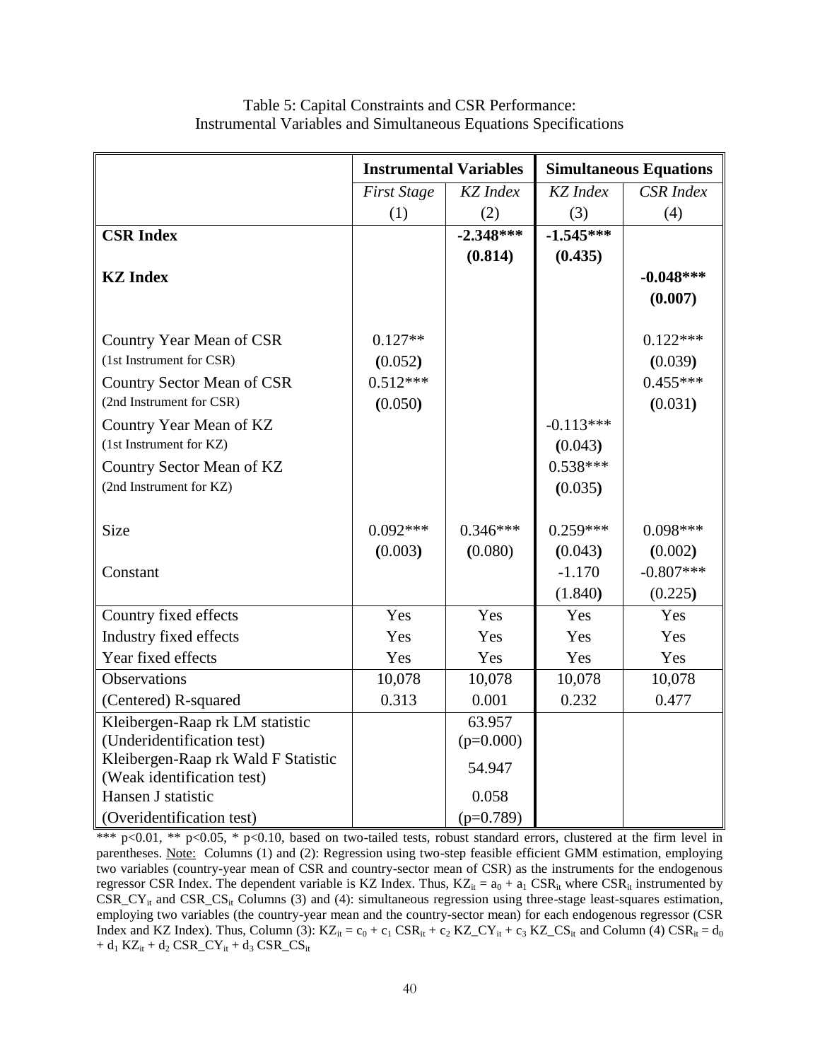Table 5: Capital Constraints and CSR Performance:
Instrumental Variables and Simultaneous Equations Specifications

| | Instrumental Variables | | Simultaneous Equations | |
|---|---|---|---|---|
| | *First Stage* | *KZ Index* | *KZ Index* | *CSR Index* |
| | (1) | (2) | (3) | (4) |
| **CSR Index** | | **-2.348***\*** | **-1.545***\*** | |
| | | **(0.814)** | **(0.435)** | |
| **KZ Index** | | | | **-0.048***\*** |
| | | | | **(0.007)** |
| Country Year Mean of CSR (1st Instrument for CSR) | 0.127** | | | 0.122*** |
| | (0.052) | | | (0.039) |
| Country Sector Mean of CSR (2nd Instrument for CSR) | 0.512*** | | | 0.455*** |
| | (0.050) | | | (0.031) |
| Country Year Mean of KZ (1st Instrument for KZ) | | | -0.113*** | |
| | | | (0.043) | |
| Country Sector Mean of KZ (2nd Instrument for KZ) | | | 0.538*** | |
| | | | (0.035) | |
| Size | 0.092*** | 0.346*** | 0.259*** | 0.098*** |
| | (0.003) | (0.080) | (0.043) | (0.002) |
| Constant | | | -1.170 | -0.807*** |
| | | | (1.840) | (0.225) |
| Country fixed effects | Yes | Yes | Yes | Yes |
| Industry fixed effects | Yes | Yes | Yes | Yes |
| Year fixed effects | Yes | Yes | Yes | Yes |
| Observations | 10,078 | 10,078 | 10,078 | 10,078 |
| (Centered) R-squared | 0.313 | 0.001 | 0.232 | 0.477 |
| Kleibergen-Raap rk LM statistic (Underidentification test) | | 63.957 (p=0.000) | | |
| Kleibergen-Raap rk Wald F Statistic (Weak identification test) | | 54.947 | | |
| Hansen J statistic (Overidentification test) | | 0.058 (p=0.789) | | |

*** p<0.01, ** p<0.05, * p<0.10, based on two-tailed tests, robust standard errors, clustered at the firm level in parentheses. Note: Columns (1) and (2): Regression using two-step feasible efficient GMM estimation, employing two variables (country-year mean of CSR and country-sector mean of CSR) as the instruments for the endogenous regressor CSR Index. The dependent variable is KZ Index. Thus, $KZ_{it} = a_0 + a_1 CSR_{it}$ where $CSR_{it}$ instrumented by $CSR\_CY_{it}$ and $CSR\_CS_{it}$ Columns (3) and (4): simultaneous regression using three-stage least-squares estimation, employing two variables (the country-year mean and the country-sector mean) for each endogenous regressor (CSR Index and KZ Index). Thus, Column (3): $KZ_{it} = c_0 + c_1 CSR_{it} + c_2 KZ\_CY_{it} + c_3 KZ\_CS_{it}$ and Column (4) $CSR_{it} = d_0 + d_1 KZ_{it} + d_2 CSR\_CY_{it} + d_3 CSR\_CS_{it}$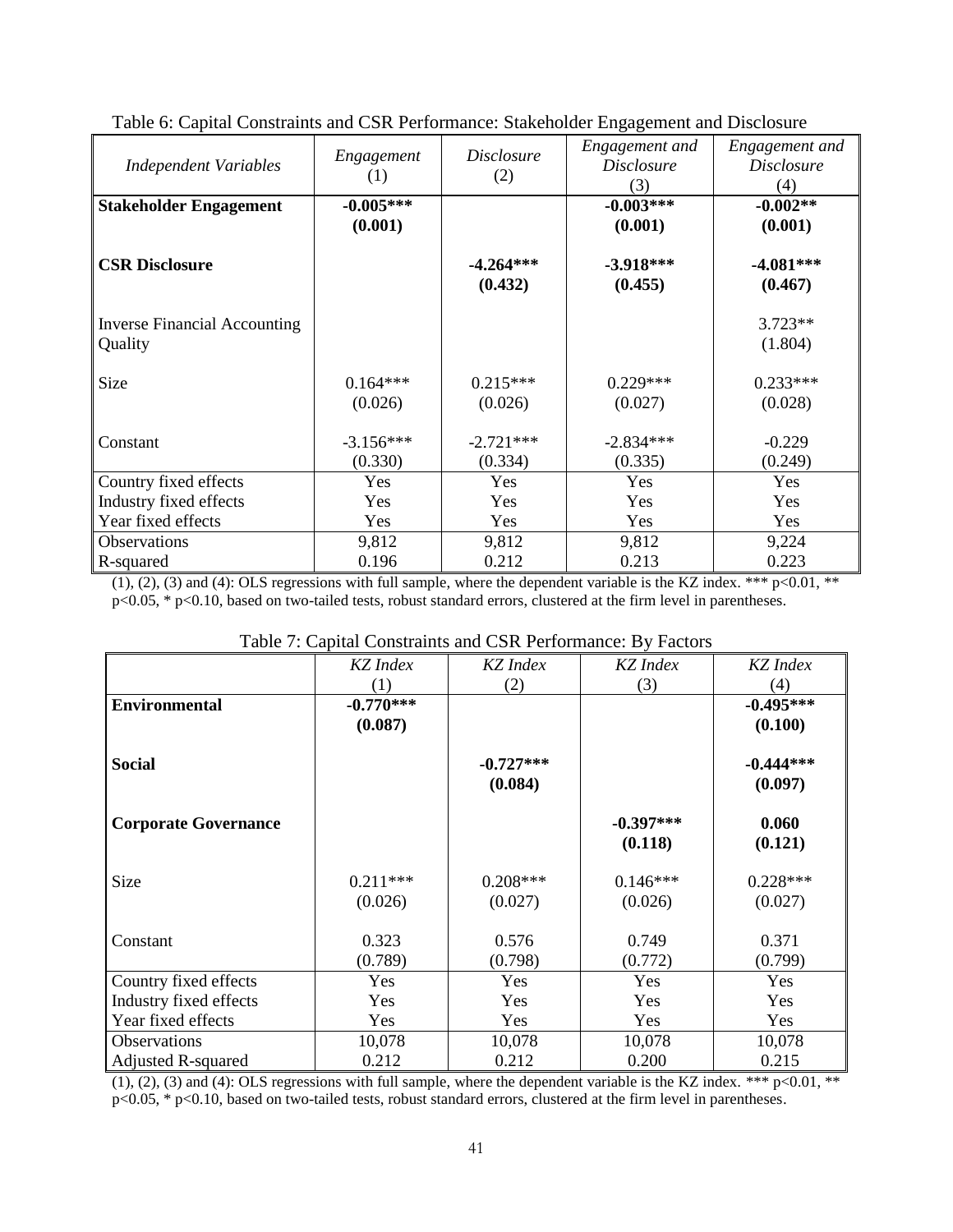Table 6: Capital Constraints and CSR Performance: Stakeholder Engagement and Disclosure

| *Independent Variables* | *Engagement* (1) | *Disclosure* (2) | *Engagement and Disclosure* (3) | *Engagement and Disclosure* (4) |
|---|---|---|---|---|
| **Stakeholder Engagement** | **-0.005*** (0.001)** | | **-0.003*** (0.001)** | **-0.002** (0.001)** |
| **CSR Disclosure** | | **-4.264*** (0.432)** | **-3.918*** (0.455)** | **-4.081*** (0.467)** |
| Inverse Financial Accounting Quality | | | | 3.723** (1.804) |
| Size | 0.164*** (0.026) | 0.215*** (0.026) | 0.229*** (0.027) | 0.233*** (0.028) |
| Constant | -3.156*** (0.330) | -2.721*** (0.334) | -2.834*** (0.335) | -0.229 (0.249) |
| Country fixed effects | Yes | Yes | Yes | Yes |
| Industry fixed effects | Yes | Yes | Yes | Yes |
| Year fixed effects | Yes | Yes | Yes | Yes |
| Observations | 9,812 | 9,812 | 9,812 | 9,224 |
| R-squared | 0.196 | 0.212 | 0.213 | 0.223 |

(1), (2), (3) and (4): OLS regressions with full sample, where the dependent variable is the KZ index. *** p<0.01, ** p<0.05, * p<0.10, based on two-tailed tests, robust standard errors, clustered at the firm level in parentheses.

Table 7: Capital Constraints and CSR Performance: By Factors

| | *KZ Index* (1) | *KZ Index* (2) | *KZ Index* (3) | *KZ Index* (4) |
|---|---|---|---|---|
| **Environmental** | **-0.770*** (0.087)** | | | **-0.495*** (0.100)** |
| **Social** | | **-0.727*** (0.084)** | | **-0.444*** (0.097)** |
| **Corporate Governance** | | | **-0.397*** (0.118)** | **0.060 (0.121)** |
| Size | 0.211*** (0.026) | 0.208*** (0.027) | 0.146*** (0.026) | 0.228*** (0.027) |
| Constant | 0.323 (0.789) | 0.576 (0.798) | 0.749 (0.772) | 0.371 (0.799) |
| Country fixed effects | Yes | Yes | Yes | Yes |
| Industry fixed effects | Yes | Yes | Yes | Yes |
| Year fixed effects | Yes | Yes | Yes | Yes |
| Observations | 10,078 | 10,078 | 10,078 | 10,078 |
| Adjusted R-squared | 0.212 | 0.212 | 0.200 | 0.215 |

(1), (2), (3) and (4): OLS regressions with full sample, where the dependent variable is the KZ index. *** p<0.01, ** p<0.05, * p<0.10, based on two-tailed tests, robust standard errors, clustered at the firm level in parentheses.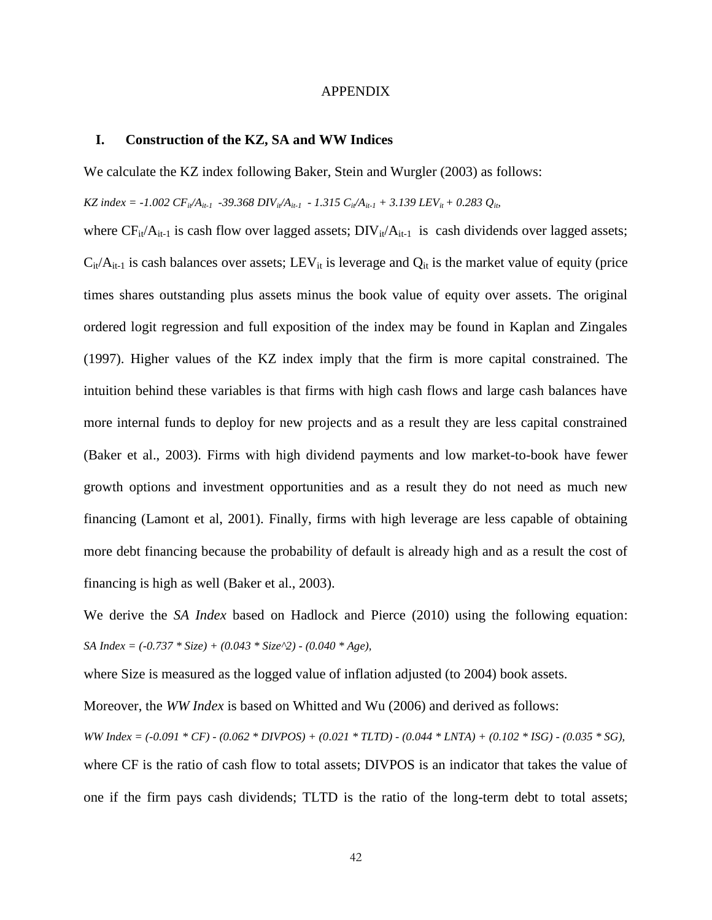APPENDIX

## I. Construction of the KZ, SA and WW Indices

We calculate the KZ index following Baker, Stein and Wurgler (2003) as follows:

$KZ\ index = -1.002\ CF_{it}/A_{it-1}\ -39.368\ DIV_{it}/A_{it-1}\ - 1.315\ C_{it}/A_{it-1} + 3.139\ LEV_{it} + 0.283\ Q_{it}$,

where $CF_{it}/A_{it-1}$ is cash flow over lagged assets; $DIV_{it}/A_{it-1}$ is cash dividends over lagged assets; $C_{it}/A_{it-1}$ is cash balances over assets; $LEV_{it}$ is leverage and $Q_{it}$ is the market value of equity (price times shares outstanding plus assets minus the book value of equity over assets. The original ordered logit regression and full exposition of the index may be found in Kaplan and Zingales (1997). Higher values of the KZ index imply that the firm is more capital constrained. The intuition behind these variables is that firms with high cash flows and large cash balances have more internal funds to deploy for new projects and as a result they are less capital constrained (Baker et al., 2003). Firms with high dividend payments and low market-to-book have fewer growth options and investment opportunities and as a result they do not need as much new financing (Lamont et al, 2001). Finally, firms with high leverage are less capable of obtaining more debt financing because the probability of default is already high and as a result the cost of financing is high as well (Baker et al., 2003).

We derive the *SA Index* based on Hadlock and Pierce (2010) using the following equation: $SA\ Index = (-0.737 * Size) + (0.043 * Size^2) - (0.040 * Age)$,

where Size is measured as the logged value of inflation adjusted (to 2004) book assets.

Moreover, the *WW Index* is based on Whitted and Wu (2006) and derived as follows:

$WW\ Index = (-0.091 * CF) - (0.062 * DIVPOS) + (0.021 * TLTD) - (0.044 * LNTA) + (0.102 * ISG) - (0.035 * SG)$,

where CF is the ratio of cash flow to total assets; DIVPOS is an indicator that takes the value of one if the firm pays cash dividends; TLTD is the ratio of the long-term debt to total assets;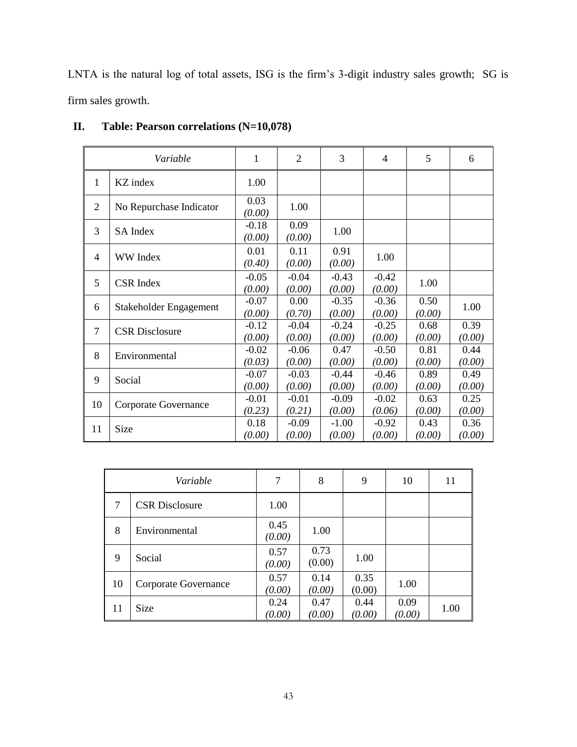LNTA is the natural log of total assets, ISG is the firm's 3-digit industry sales growth; SG is firm sales growth.

## II. Table: Pearson correlations (N=10,078)

| | *Variable* | 1 | 2 | 3 | 4 | 5 | 6 |
|---|---|---|---|---|---|---|---|
| 1 | KZ index | 1.00 | | | | | |
| 2 | No Repurchase Indicator | 0.03 *(0.00)* | 1.00 | | | | |
| 3 | SA Index | -0.18 *(0.00)* | 0.09 *(0.00)* | 1.00 | | | |
| 4 | WW Index | 0.01 *(0.40)* | 0.11 *(0.00)* | 0.91 *(0.00)* | 1.00 | | |
| 5 | CSR Index | -0.05 *(0.00)* | -0.04 *(0.00)* | -0.43 *(0.00)* | -0.42 *(0.00)* | 1.00 | |
| 6 | Stakeholder Engagement | -0.07 *(0.00)* | 0.00 *(0.70)* | -0.35 *(0.00)* | -0.36 *(0.00)* | 0.50 *(0.00)* | 1.00 |
| 7 | CSR Disclosure | -0.12 *(0.00)* | -0.04 *(0.00)* | -0.24 *(0.00)* | -0.25 *(0.00)* | 0.68 *(0.00)* | 0.39 *(0.00)* |
| 8 | Environmental | -0.02 *(0.03)* | -0.06 *(0.00)* | 0.47 *(0.00)* | -0.50 *(0.00)* | 0.81 *(0.00)* | 0.44 *(0.00)* |
| 9 | Social | -0.07 *(0.00)* | -0.03 *(0.00)* | -0.44 *(0.00)* | -0.46 *(0.00)* | 0.89 *(0.00)* | 0.49 *(0.00)* |
| 10 | Corporate Governance | -0.01 *(0.23)* | -0.01 *(0.21)* | -0.09 *(0.00)* | -0.02 *(0.06)* | 0.63 *(0.00)* | 0.25 *(0.00)* |
| 11 | Size | 0.18 *(0.00)* | -0.09 *(0.00)* | -1.00 *(0.00)* | -0.92 *(0.00)* | 0.43 *(0.00)* | 0.36 *(0.00)* |

| | *Variable* | 7 | 8 | 9 | 10 | 11 |
|---|---|---|---|---|---|---|
| 7 | CSR Disclosure | 1.00 | | | | |
| 8 | Environmental | 0.45 *(0.00)* | 1.00 | | | |
| 9 | Social | 0.57 *(0.00)* | 0.73 (0.00) | 1.00 | | |
| 10 | Corporate Governance | 0.57 *(0.00)* | 0.14 *(0.00)* | 0.35 (0.00) | 1.00 | |
| 11 | Size | 0.24 *(0.00)* | 0.47 *(0.00)* | 0.44 *(0.00)* | 0.09 *(0.00)* | 1.00 |